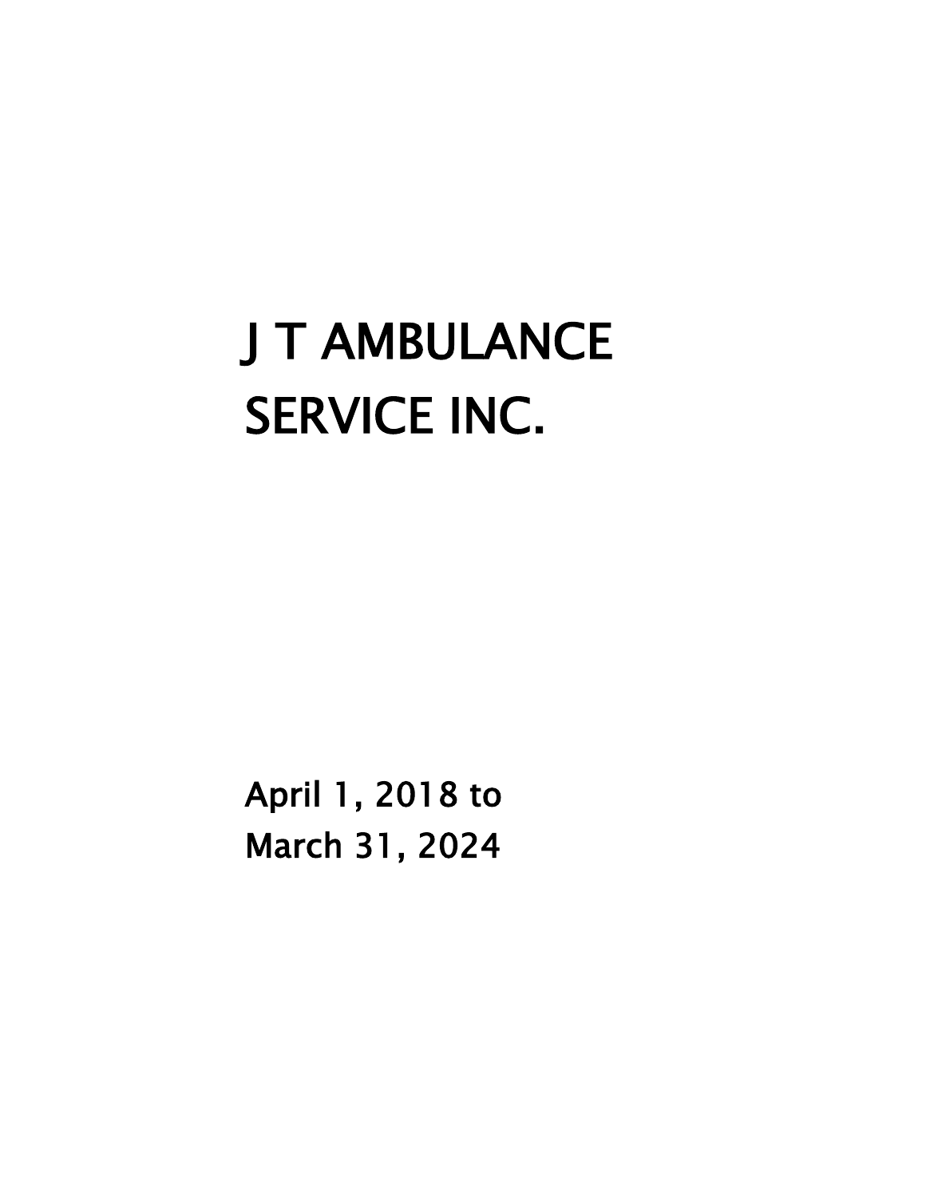# J T AMBULANCE SERVICE INC.

April 1, 2018 to
March 31, 2024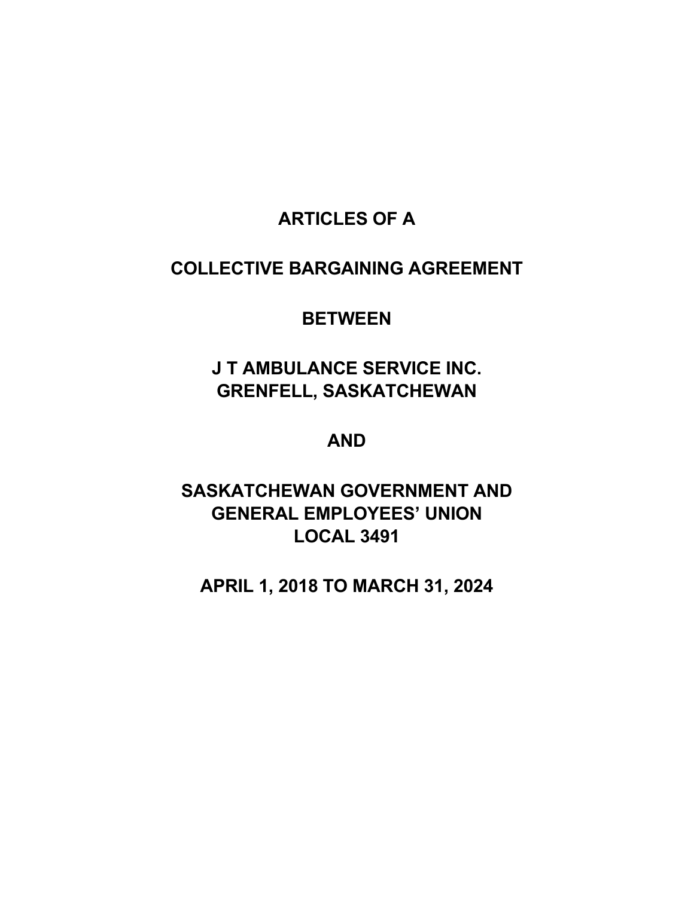# ARTICLES OF A

# COLLECTIVE BARGAINING AGREEMENT

# BETWEEN

# J T AMBULANCE SERVICE INC.
# GRENFELL, SASKATCHEWAN

# AND

# SASKATCHEWAN GOVERNMENT AND GENERAL EMPLOYEES' UNION LOCAL 3491

# APRIL 1, 2018 TO MARCH 31, 2024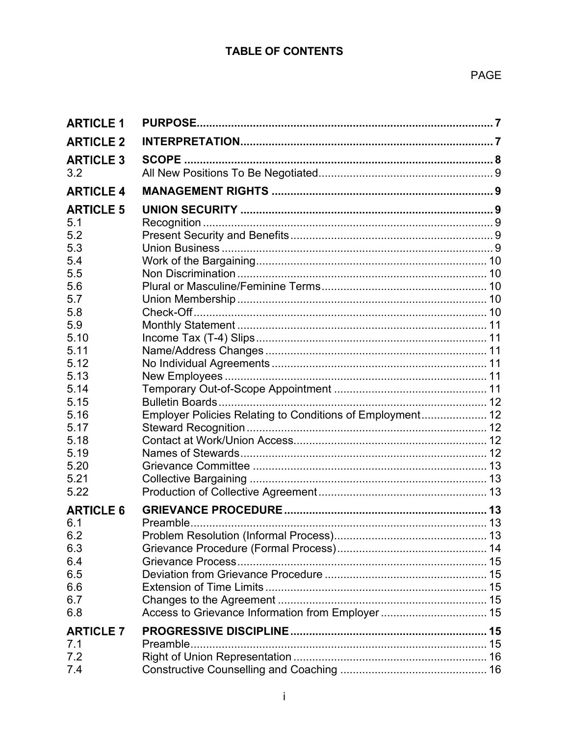# TABLE OF CONTENTS

| | | PAGE |
|---|---|---|
| **ARTICLE 1** | **PURPOSE** | **7** |
| **ARTICLE 2** | **INTERPRETATION** | **7** |
| **ARTICLE 3** | **SCOPE** | **8** |
| 3.2 | All New Positions To Be Negotiated | 9 |
| **ARTICLE 4** | **MANAGEMENT RIGHTS** | **9** |
| **ARTICLE 5** | **UNION SECURITY** | **9** |
| 5.1 | Recognition | 9 |
| 5.2 | Present Security and Benefits | 9 |
| 5.3 | Union Business | 9 |
| 5.4 | Work of the Bargaining | 10 |
| 5.5 | Non Discrimination | 10 |
| 5.6 | Plural or Masculine/Feminine Terms | 10 |
| 5.7 | Union Membership | 10 |
| 5.8 | Check-Off | 10 |
| 5.9 | Monthly Statement | 11 |
| 5.10 | Income Tax (T-4) Slips | 11 |
| 5.11 | Name/Address Changes | 11 |
| 5.12 | No Individual Agreements | 11 |
| 5.13 | New Employees | 11 |
| 5.14 | Temporary Out-of-Scope Appointment | 11 |
| 5.15 | Bulletin Boards | 12 |
| 5.16 | Employer Policies Relating to Conditions of Employment | 12 |
| 5.17 | Steward Recognition | 12 |
| 5.18 | Contact at Work/Union Access | 12 |
| 5.19 | Names of Stewards | 12 |
| 5.20 | Grievance Committee | 13 |
| 5.21 | Collective Bargaining | 13 |
| 5.22 | Production of Collective Agreement | 13 |
| **ARTICLE 6** | **GRIEVANCE PROCEDURE** | **13** |
| 6.1 | Preamble | 13 |
| 6.2 | Problem Resolution (Informal Process) | 13 |
| 6.3 | Grievance Procedure (Formal Process) | 14 |
| 6.4 | Grievance Process | 15 |
| 6.5 | Deviation from Grievance Procedure | 15 |
| 6.6 | Extension of Time Limits | 15 |
| 6.7 | Changes to the Agreement | 15 |
| 6.8 | Access to Grievance Information from Employer | 15 |
| **ARTICLE 7** | **PROGRESSIVE DISCIPLINE** | **15** |
| 7.1 | Preamble | 15 |
| 7.2 | Right of Union Representation | 16 |
| 7.4 | Constructive Counselling and Coaching | 16 |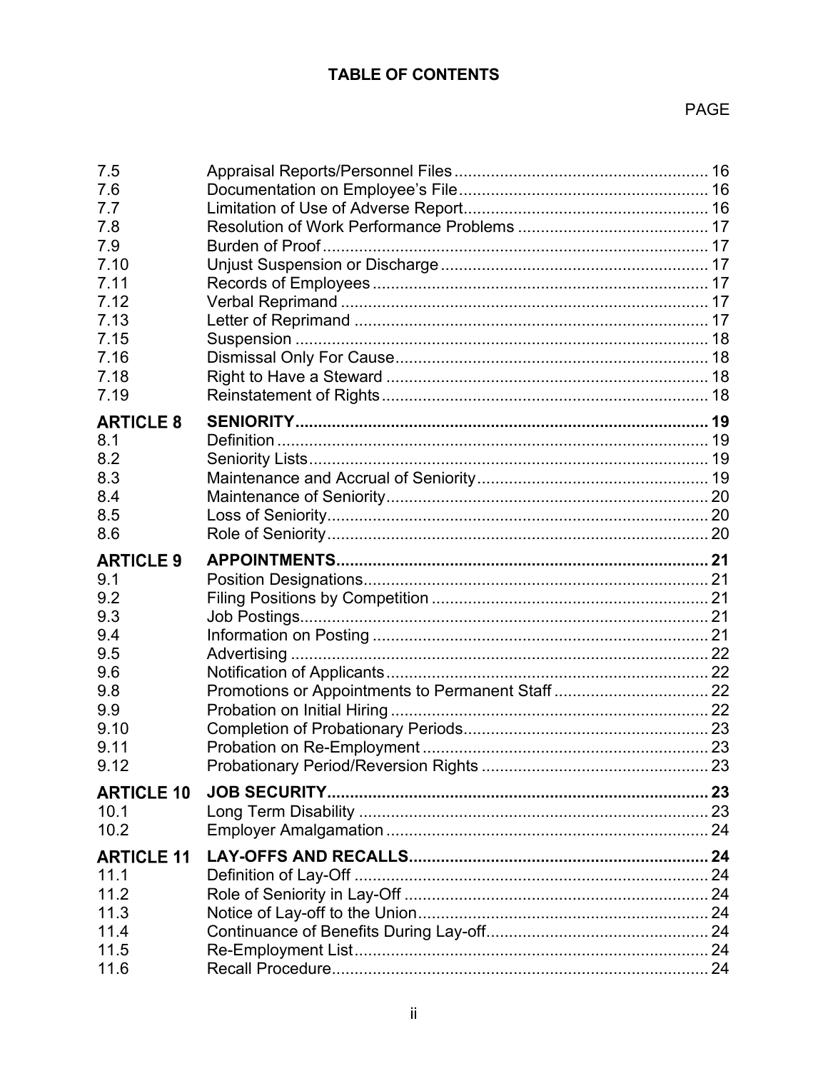## TABLE OF CONTENTS

| | | PAGE |
|---|---|---|
| 7.5 | Appraisal Reports/Personnel Files | 16 |
| 7.6 | Documentation on Employee's File | 16 |
| 7.7 | Limitation of Use of Adverse Report | 16 |
| 7.8 | Resolution of Work Performance Problems | 17 |
| 7.9 | Burden of Proof | 17 |
| 7.10 | Unjust Suspension or Discharge | 17 |
| 7.11 | Records of Employees | 17 |
| 7.12 | Verbal Reprimand | 17 |
| 7.13 | Letter of Reprimand | 17 |
| 7.15 | Suspension | 18 |
| 7.16 | Dismissal Only For Cause | 18 |
| 7.18 | Right to Have a Steward | 18 |
| 7.19 | Reinstatement of Rights | 18 |
| **ARTICLE 8** | **SENIORITY** | **19** |
| 8.1 | Definition | 19 |
| 8.2 | Seniority Lists | 19 |
| 8.3 | Maintenance and Accrual of Seniority | 19 |
| 8.4 | Maintenance of Seniority | 20 |
| 8.5 | Loss of Seniority | 20 |
| 8.6 | Role of Seniority | 20 |
| **ARTICLE 9** | **APPOINTMENTS** | **21** |
| 9.1 | Position Designations | 21 |
| 9.2 | Filing Positions by Competition | 21 |
| 9.3 | Job Postings | 21 |
| 9.4 | Information on Posting | 21 |
| 9.5 | Advertising | 22 |
| 9.6 | Notification of Applicants | 22 |
| 9.8 | Promotions or Appointments to Permanent Staff | 22 |
| 9.9 | Probation on Initial Hiring | 22 |
| 9.10 | Completion of Probationary Periods | 23 |
| 9.11 | Probation on Re-Employment | 23 |
| 9.12 | Probationary Period/Reversion Rights | 23 |
| **ARTICLE 10** | **JOB SECURITY** | **23** |
| 10.1 | Long Term Disability | 23 |
| 10.2 | Employer Amalgamation | 24 |
| **ARTICLE 11** | **LAY-OFFS AND RECALLS** | **24** |
| 11.1 | Definition of Lay-Off | 24 |
| 11.2 | Role of Seniority in Lay-Off | 24 |
| 11.3 | Notice of Lay-off to the Union | 24 |
| 11.4 | Continuance of Benefits During Lay-off | 24 |
| 11.5 | Re-Employment List | 24 |
| 11.6 | Recall Procedure | 24 |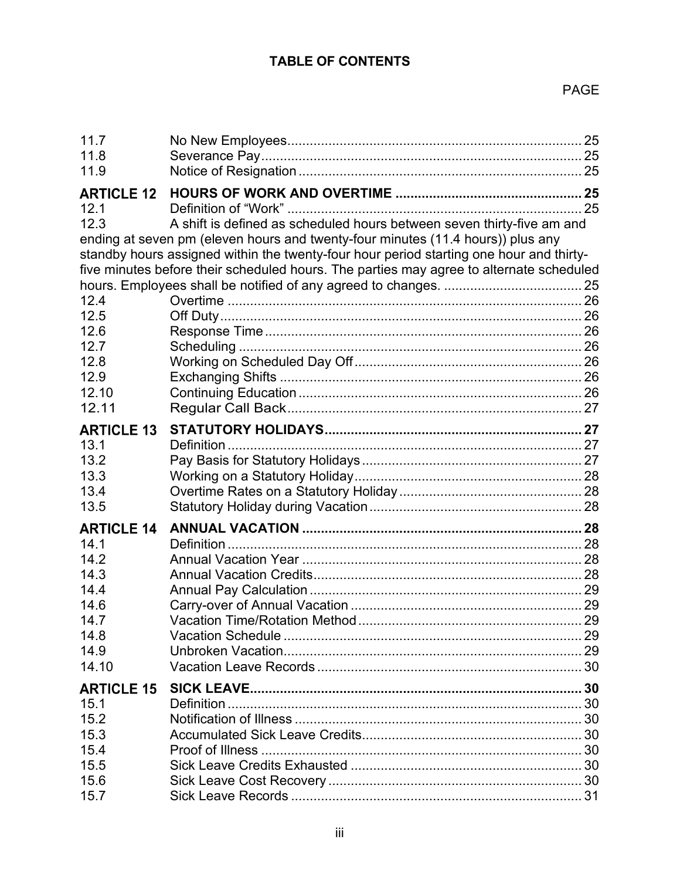## TABLE OF CONTENTS

| | | PAGE |
|---|---|---|
| 11.7 | No New Employees | 25 |
| 11.8 | Severance Pay | 25 |
| 11.9 | Notice of Resignation | 25 |
| **ARTICLE 12** | **HOURS OF WORK AND OVERTIME** | **25** |
| 12.1 | Definition of "Work" | 25 |
| 12.3 | A shift is defined as scheduled hours between seven thirty-five am and ending at seven pm (eleven hours and twenty-four minutes (11.4 hours)) plus any standby hours assigned within the twenty-four hour period starting one hour and thirty-five minutes before their scheduled hours. The parties may agree to alternate scheduled hours. Employees shall be notified of any agreed changes. | 25 |
| 12.4 | Overtime | 26 |
| 12.5 | Off Duty | 26 |
| 12.6 | Response Time | 26 |
| 12.7 | Scheduling | 26 |
| 12.8 | Working on Scheduled Day Off | 26 |
| 12.9 | Exchanging Shifts | 26 |
| 12.10 | Continuing Education | 26 |
| 12.11 | Regular Call Back | 27 |
| **ARTICLE 13** | **STATUTORY HOLIDAYS** | **27** |
| 13.1 | Definition | 27 |
| 13.2 | Pay Basis for Statutory Holidays | 27 |
| 13.3 | Working on a Statutory Holiday | 28 |
| 13.4 | Overtime Rates on a Statutory Holiday | 28 |
| 13.5 | Statutory Holiday during Vacation | 28 |
| **ARTICLE 14** | **ANNUAL VACATION** | **28** |
| 14.1 | Definition | 28 |
| 14.2 | Annual Vacation Year | 28 |
| 14.3 | Annual Vacation Credits | 28 |
| 14.4 | Annual Pay Calculation | 29 |
| 14.6 | Carry-over of Annual Vacation | 29 |
| 14.7 | Vacation Time/Rotation Method | 29 |
| 14.8 | Vacation Schedule | 29 |
| 14.9 | Unbroken Vacation | 29 |
| 14.10 | Vacation Leave Records | 30 |
| **ARTICLE 15** | **SICK LEAVE** | **30** |
| 15.1 | Definition | 30 |
| 15.2 | Notification of Illness | 30 |
| 15.3 | Accumulated Sick Leave Credits | 30 |
| 15.4 | Proof of Illness | 30 |
| 15.5 | Sick Leave Credits Exhausted | 30 |
| 15.6 | Sick Leave Cost Recovery | 30 |
| 15.7 | Sick Leave Records | 31 |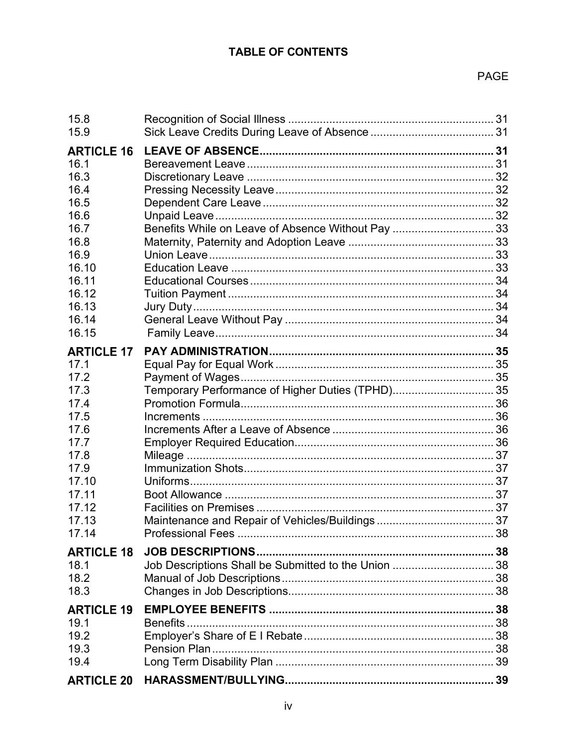## TABLE OF CONTENTS

| | | PAGE |
|---|---|---|
| 15.8 | Recognition of Social Illness | 31 |
| 15.9 | Sick Leave Credits During Leave of Absence | 31 |
| **ARTICLE 16** | **LEAVE OF ABSENCE** | **31** |
| 16.1 | Bereavement Leave | 31 |
| 16.3 | Discretionary Leave | 32 |
| 16.4 | Pressing Necessity Leave | 32 |
| 16.5 | Dependent Care Leave | 32 |
| 16.6 | Unpaid Leave | 32 |
| 16.7 | Benefits While on Leave of Absence Without Pay | 33 |
| 16.8 | Maternity, Paternity and Adoption Leave | 33 |
| 16.9 | Union Leave | 33 |
| 16.10 | Education Leave | 33 |
| 16.11 | Educational Courses | 34 |
| 16.12 | Tuition Payment | 34 |
| 16.13 | Jury Duty | 34 |
| 16.14 | General Leave Without Pay | 34 |
| 16.15 | Family Leave | 34 |
| **ARTICLE 17** | **PAY ADMINISTRATION** | **35** |
| 17.1 | Equal Pay for Equal Work | 35 |
| 17.2 | Payment of Wages | 35 |
| 17.3 | Temporary Performance of Higher Duties (TPHD) | 35 |
| 17.4 | Promotion Formula | 36 |
| 17.5 | Increments | 36 |
| 17.6 | Increments After a Leave of Absence | 36 |
| 17.7 | Employer Required Education | 36 |
| 17.8 | Mileage | 37 |
| 17.9 | Immunization Shots | 37 |
| 17.10 | Uniforms | 37 |
| 17.11 | Boot Allowance | 37 |
| 17.12 | Facilities on Premises | 37 |
| 17.13 | Maintenance and Repair of Vehicles/Buildings | 37 |
| 17.14 | Professional Fees | 38 |
| **ARTICLE 18** | **JOB DESCRIPTIONS** | **38** |
| 18.1 | Job Descriptions Shall be Submitted to the Union | 38 |
| 18.2 | Manual of Job Descriptions | 38 |
| 18.3 | Changes in Job Descriptions | 38 |
| **ARTICLE 19** | **EMPLOYEE BENEFITS** | **38** |
| 19.1 | Benefits | 38 |
| 19.2 | Employer's Share of E I Rebate | 38 |
| 19.3 | Pension Plan | 38 |
| 19.4 | Long Term Disability Plan | 39 |
| **ARTICLE 20** | **HARASSMENT/BULLYING** | **39** |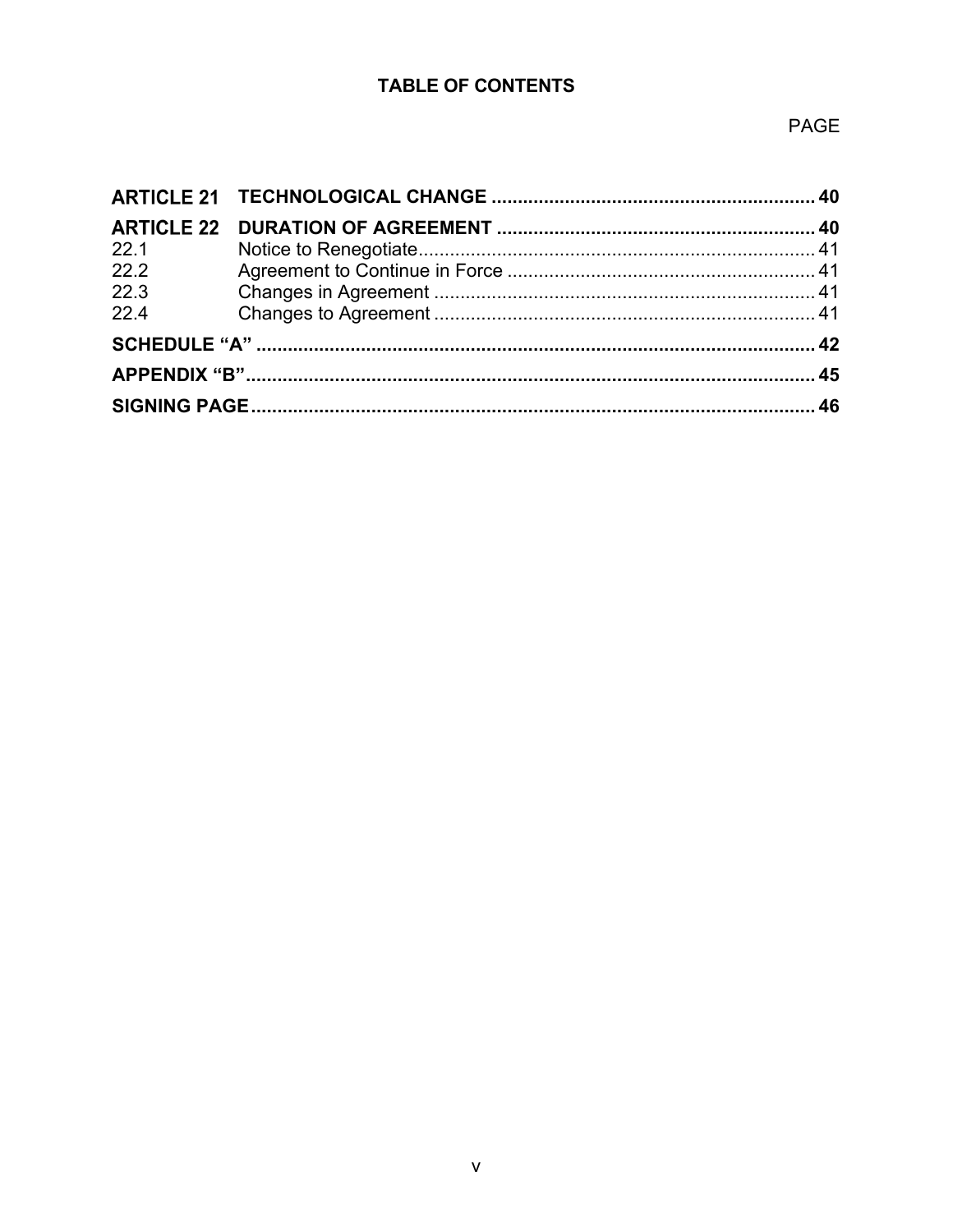**TABLE OF CONTENTS**

PAGE

| | | |
|---|---|---|
| **ARTICLE 21** | **TECHNOLOGICAL CHANGE** | **40** |
| **ARTICLE 22** | **DURATION OF AGREEMENT** | **40** |
| 22.1 | Notice to Renegotiate | 41 |
| 22.2 | Agreement to Continue in Force | 41 |
| 22.3 | Changes in Agreement | 41 |
| 22.4 | Changes to Agreement | 41 |
| **SCHEDULE "A"** | | **42** |
| **APPENDIX "B"** | | **45** |
| **SIGNING PAGE** | | **46** |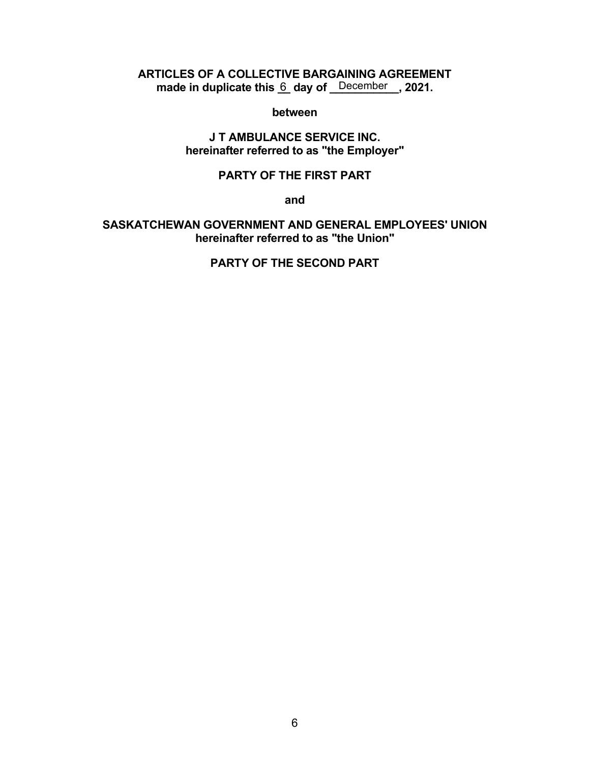**ARTICLES OF A COLLECTIVE BARGAINING AGREEMENT**
**made in duplicate this 6 day of December, 2021.**

**between**

**J T AMBULANCE SERVICE INC.**
**hereinafter referred to as "the Employer"**

**PARTY OF THE FIRST PART**

**and**

**SASKATCHEWAN GOVERNMENT AND GENERAL EMPLOYEES' UNION**
**hereinafter referred to as "the Union"**

**PARTY OF THE SECOND PART**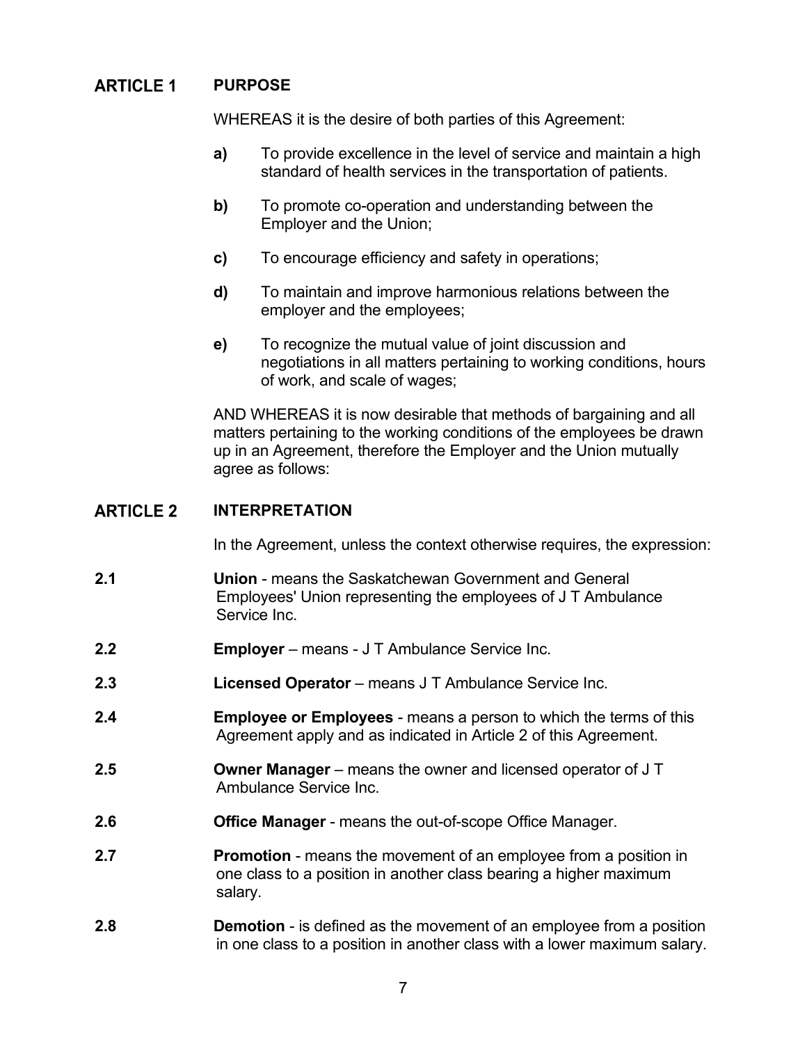## ARTICLE 1 PURPOSE

WHEREAS it is the desire of both parties of this Agreement:

**a)** To provide excellence in the level of service and maintain a high standard of health services in the transportation of patients.

**b)** To promote co-operation and understanding between the Employer and the Union;

**c)** To encourage efficiency and safety in operations;

**d)** To maintain and improve harmonious relations between the employer and the employees;

**e)** To recognize the mutual value of joint discussion and negotiations in all matters pertaining to working conditions, hours of work, and scale of wages;

AND WHEREAS it is now desirable that methods of bargaining and all matters pertaining to the working conditions of the employees be drawn up in an Agreement, therefore the Employer and the Union mutually agree as follows:

## ARTICLE 2 INTERPRETATION

In the Agreement, unless the context otherwise requires, the expression:

**2.1** **Union** - means the Saskatchewan Government and General Employees' Union representing the employees of J T Ambulance Service Inc.

**2.2** **Employer** – means - J T Ambulance Service Inc.

**2.3** **Licensed Operator** – means J T Ambulance Service Inc.

**2.4** **Employee or Employees** - means a person to which the terms of this Agreement apply and as indicated in Article 2 of this Agreement.

**2.5** **Owner Manager** – means the owner and licensed operator of J T Ambulance Service Inc.

**2.6** **Office Manager** - means the out-of-scope Office Manager.

**2.7** **Promotion** - means the movement of an employee from a position in one class to a position in another class bearing a higher maximum salary.

**2.8** **Demotion** - is defined as the movement of an employee from a position in one class to a position in another class with a lower maximum salary.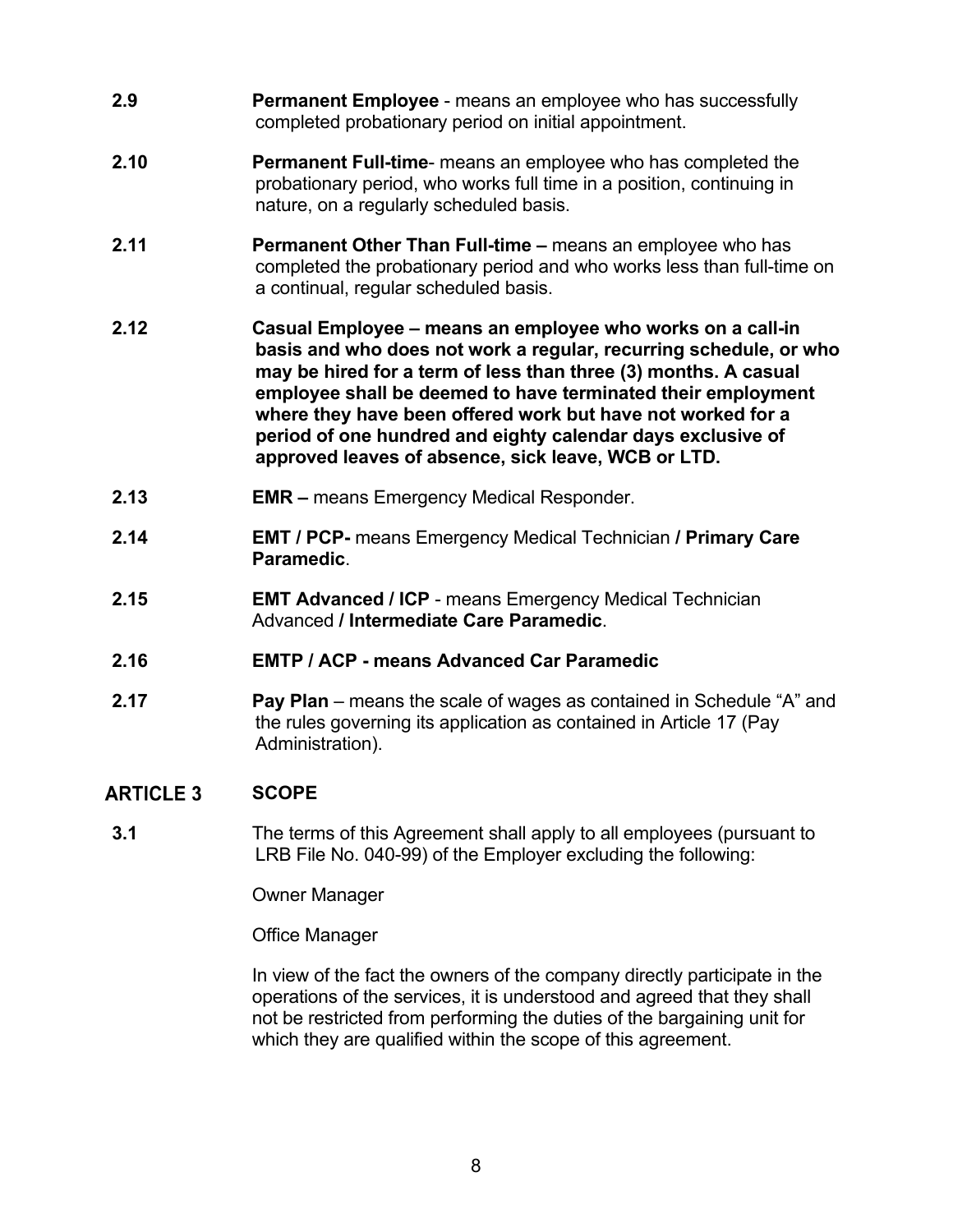**2.9** **Permanent Employee** - means an employee who has successfully completed probationary period on initial appointment.

**2.10** **Permanent Full-time**- means an employee who has completed the probationary period, who works full time in a position, continuing in nature, on a regularly scheduled basis.

**2.11** **Permanent Other Than Full-time –** means an employee who has completed the probationary period and who works less than full-time on a continual, regular scheduled basis.

**2.12** **Casual Employee – means an employee who works on a call-in basis and who does not work a regular, recurring schedule, or who may be hired for a term of less than three (3) months. A casual employee shall be deemed to have terminated their employment where they have been offered work but have not worked for a period of one hundred and eighty calendar days exclusive of approved leaves of absence, sick leave, WCB or LTD.**

**2.13** **EMR –** means Emergency Medical Responder.

**2.14** **EMT / PCP-** means Emergency Medical Technician **/ Primary Care Paramedic**.

**2.15** **EMT Advanced / ICP** - means Emergency Medical Technician Advanced **/ Intermediate Care Paramedic**.

**2.16** **EMTP / ACP - means Advanced Car Paramedic**

**2.17** **Pay Plan** – means the scale of wages as contained in Schedule "A" and the rules governing its application as contained in Article 17 (Pay Administration).

## ARTICLE 3 SCOPE

**3.1** The terms of this Agreement shall apply to all employees (pursuant to LRB File No. 040-99) of the Employer excluding the following:

Owner Manager

Office Manager

In view of the fact the owners of the company directly participate in the operations of the services, it is understood and agreed that they shall not be restricted from performing the duties of the bargaining unit for which they are qualified within the scope of this agreement.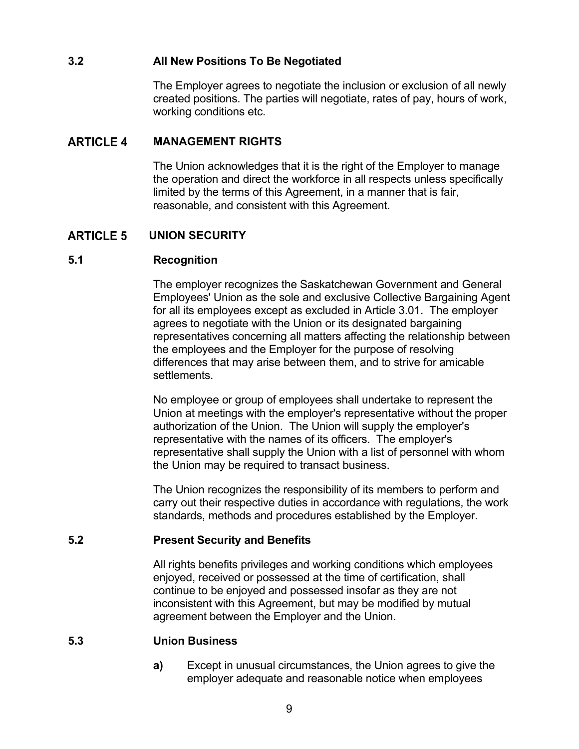### 3.2 All New Positions To Be Negotiated

The Employer agrees to negotiate the inclusion or exclusion of all newly created positions. The parties will negotiate, rates of pay, hours of work, working conditions etc.

## ARTICLE 4 MANAGEMENT RIGHTS

The Union acknowledges that it is the right of the Employer to manage the operation and direct the workforce in all respects unless specifically limited by the terms of this Agreement, in a manner that is fair, reasonable, and consistent with this Agreement.

## ARTICLE 5 UNION SECURITY

### 5.1 Recognition

The employer recognizes the Saskatchewan Government and General Employees' Union as the sole and exclusive Collective Bargaining Agent for all its employees except as excluded in Article 3.01. The employer agrees to negotiate with the Union or its designated bargaining representatives concerning all matters affecting the relationship between the employees and the Employer for the purpose of resolving differences that may arise between them, and to strive for amicable settlements.

No employee or group of employees shall undertake to represent the Union at meetings with the employer's representative without the proper authorization of the Union. The Union will supply the employer's representative with the names of its officers. The employer's representative shall supply the Union with a list of personnel with whom the Union may be required to transact business.

The Union recognizes the responsibility of its members to perform and carry out their respective duties in accordance with regulations, the work standards, methods and procedures established by the Employer.

### 5.2 Present Security and Benefits

All rights benefits privileges and working conditions which employees enjoyed, received or possessed at the time of certification, shall continue to be enjoyed and possessed insofar as they are not inconsistent with this Agreement, but may be modified by mutual agreement between the Employer and the Union.

### 5.3 Union Business

**a)** Except in unusual circumstances, the Union agrees to give the employer adequate and reasonable notice when employees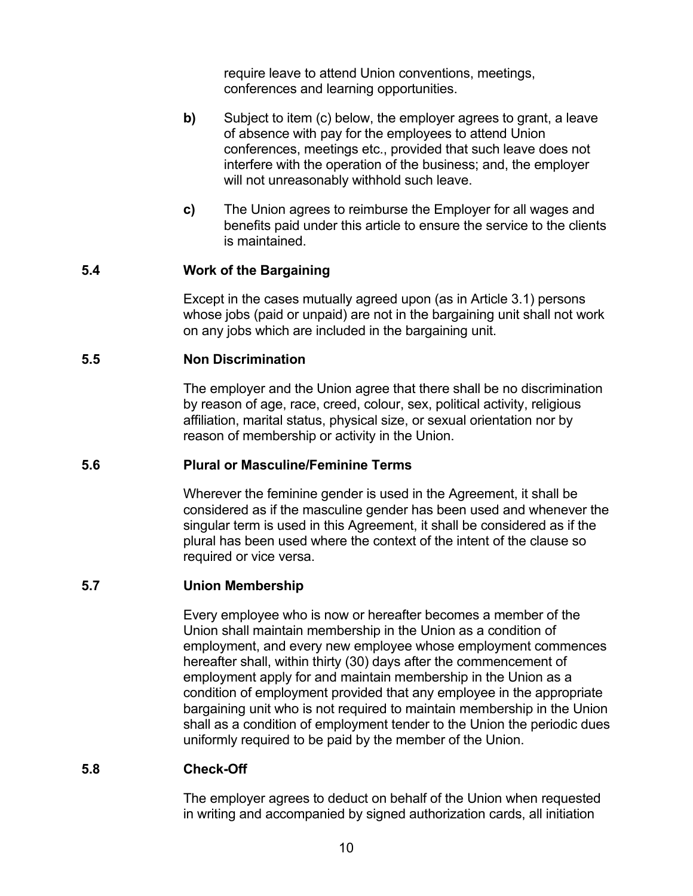require leave to attend Union conventions, meetings, conferences and learning opportunities.

**b)** Subject to item (c) below, the employer agrees to grant, a leave of absence with pay for the employees to attend Union conferences, meetings etc., provided that such leave does not interfere with the operation of the business; and, the employer will not unreasonably withhold such leave.

**c)** The Union agrees to reimburse the Employer for all wages and benefits paid under this article to ensure the service to the clients is maintained.

### 5.4 Work of the Bargaining

Except in the cases mutually agreed upon (as in Article 3.1) persons whose jobs (paid or unpaid) are not in the bargaining unit shall not work on any jobs which are included in the bargaining unit.

### 5.5 Non Discrimination

The employer and the Union agree that there shall be no discrimination by reason of age, race, creed, colour, sex, political activity, religious affiliation, marital status, physical size, or sexual orientation nor by reason of membership or activity in the Union.

### 5.6 Plural or Masculine/Feminine Terms

Wherever the feminine gender is used in the Agreement, it shall be considered as if the masculine gender has been used and whenever the singular term is used in this Agreement, it shall be considered as if the plural has been used where the context of the intent of the clause so required or vice versa.

### 5.7 Union Membership

Every employee who is now or hereafter becomes a member of the Union shall maintain membership in the Union as a condition of employment, and every new employee whose employment commences hereafter shall, within thirty (30) days after the commencement of employment apply for and maintain membership in the Union as a condition of employment provided that any employee in the appropriate bargaining unit who is not required to maintain membership in the Union shall as a condition of employment tender to the Union the periodic dues uniformly required to be paid by the member of the Union.

### 5.8 Check-Off

The employer agrees to deduct on behalf of the Union when requested in writing and accompanied by signed authorization cards, all initiation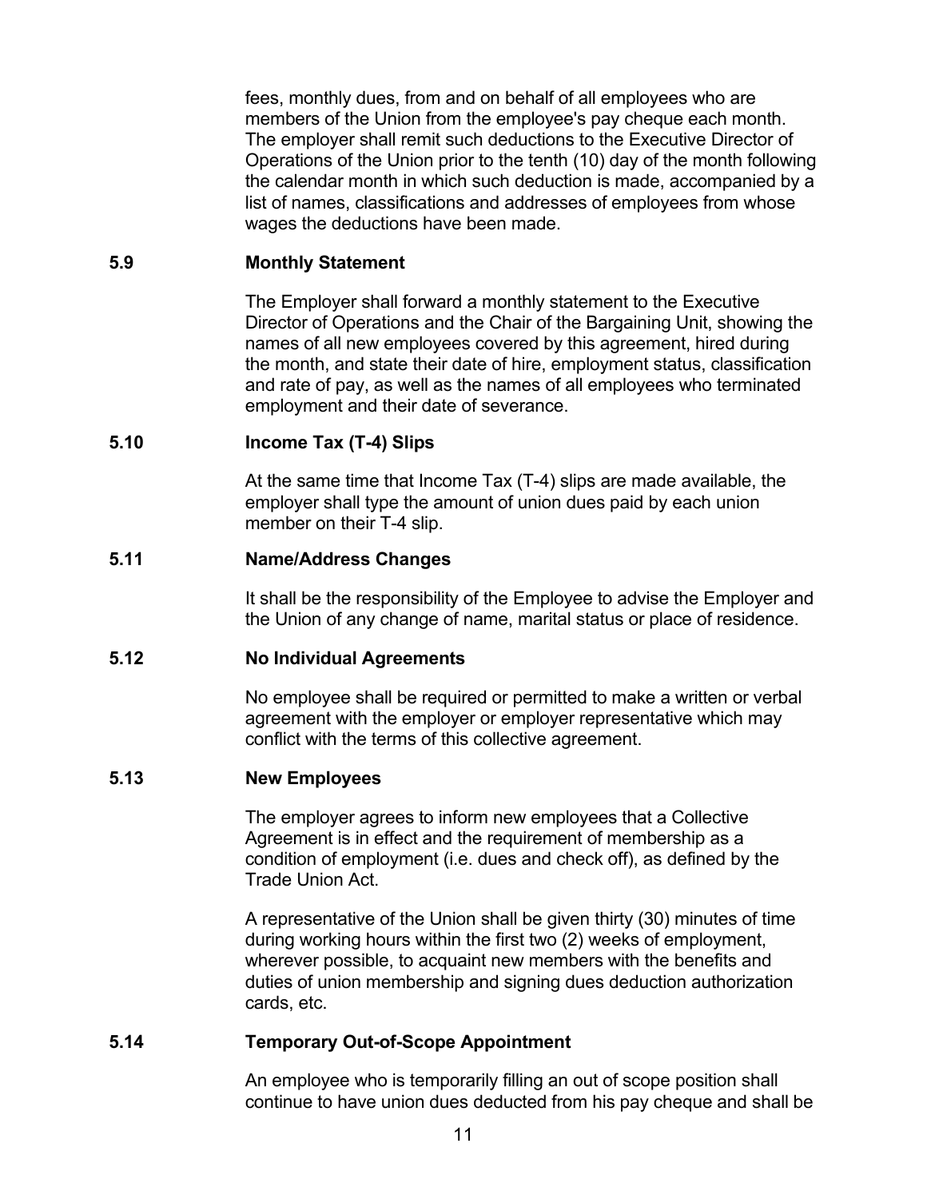fees, monthly dues, from and on behalf of all employees who are members of the Union from the employee's pay cheque each month. The employer shall remit such deductions to the Executive Director of Operations of the Union prior to the tenth (10) day of the month following the calendar month in which such deduction is made, accompanied by a list of names, classifications and addresses of employees from whose wages the deductions have been made.

### 5.9 Monthly Statement

The Employer shall forward a monthly statement to the Executive Director of Operations and the Chair of the Bargaining Unit, showing the names of all new employees covered by this agreement, hired during the month, and state their date of hire, employment status, classification and rate of pay, as well as the names of all employees who terminated employment and their date of severance.

### 5.10 Income Tax (T-4) Slips

At the same time that Income Tax (T-4) slips are made available, the employer shall type the amount of union dues paid by each union member on their T-4 slip.

### 5.11 Name/Address Changes

It shall be the responsibility of the Employee to advise the Employer and the Union of any change of name, marital status or place of residence.

### 5.12 No Individual Agreements

No employee shall be required or permitted to make a written or verbal agreement with the employer or employer representative which may conflict with the terms of this collective agreement.

### 5.13 New Employees

The employer agrees to inform new employees that a Collective Agreement is in effect and the requirement of membership as a condition of employment (i.e. dues and check off), as defined by the Trade Union Act.

A representative of the Union shall be given thirty (30) minutes of time during working hours within the first two (2) weeks of employment, wherever possible, to acquaint new members with the benefits and duties of union membership and signing dues deduction authorization cards, etc.

### 5.14 Temporary Out-of-Scope Appointment

An employee who is temporarily filling an out of scope position shall continue to have union dues deducted from his pay cheque and shall be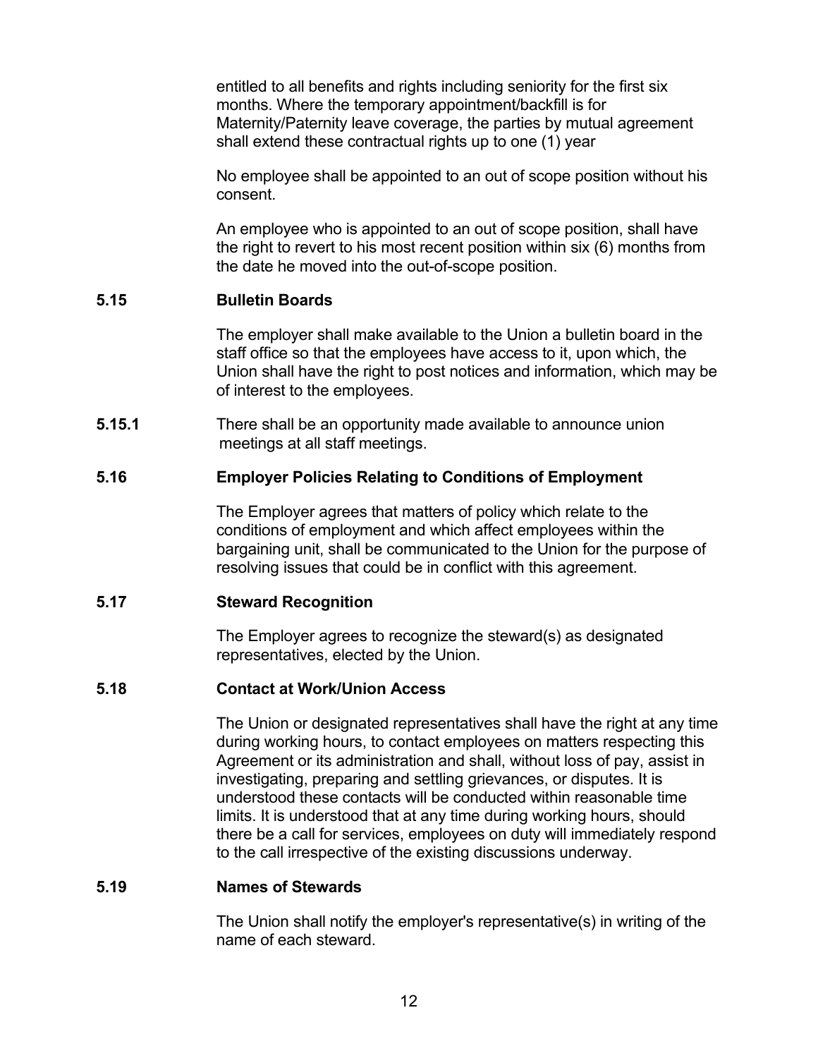entitled to all benefits and rights including seniority for the first six months. Where the temporary appointment/backfill is for Maternity/Paternity leave coverage, the parties by mutual agreement shall extend these contractual rights up to one (1) year

No employee shall be appointed to an out of scope position without his consent.

An employee who is appointed to an out of scope position, shall have the right to revert to his most recent position within six (6) months from the date he moved into the out-of-scope position.

**5.15 Bulletin Boards**

The employer shall make available to the Union a bulletin board in the staff office so that the employees have access to it, upon which, the Union shall have the right to post notices and information, which may be of interest to the employees.

**5.15.1** There shall be an opportunity made available to announce union meetings at all staff meetings.

**5.16 Employer Policies Relating to Conditions of Employment**

The Employer agrees that matters of policy which relate to the conditions of employment and which affect employees within the bargaining unit, shall be communicated to the Union for the purpose of resolving issues that could be in conflict with this agreement.

**5.17 Steward Recognition**

The Employer agrees to recognize the steward(s) as designated representatives, elected by the Union.

**5.18 Contact at Work/Union Access**

The Union or designated representatives shall have the right at any time during working hours, to contact employees on matters respecting this Agreement or its administration and shall, without loss of pay, assist in investigating, preparing and settling grievances, or disputes. It is understood these contacts will be conducted within reasonable time limits. It is understood that at any time during working hours, should there be a call for services, employees on duty will immediately respond to the call irrespective of the existing discussions underway.

**5.19 Names of Stewards**

The Union shall notify the employer's representative(s) in writing of the name of each steward.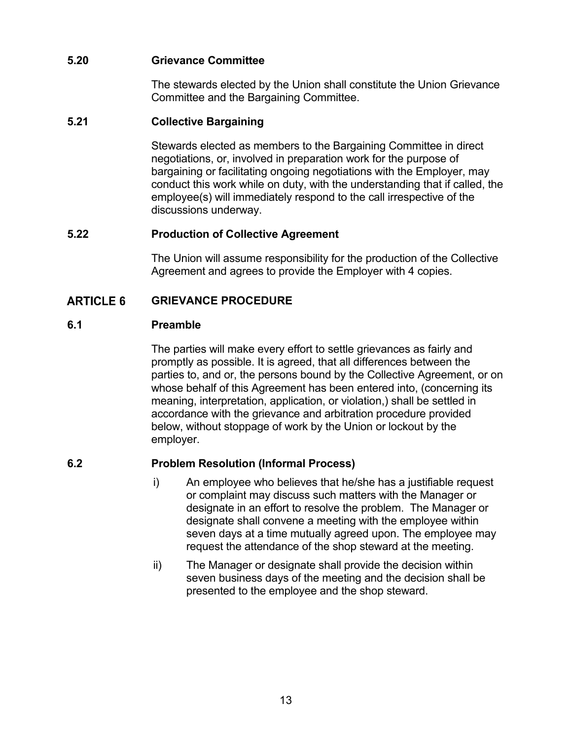### 5.20 Grievance Committee

The stewards elected by the Union shall constitute the Union Grievance Committee and the Bargaining Committee.

### 5.21 Collective Bargaining

Stewards elected as members to the Bargaining Committee in direct negotiations, or, involved in preparation work for the purpose of bargaining or facilitating ongoing negotiations with the Employer, may conduct this work while on duty, with the understanding that if called, the employee(s) will immediately respond to the call irrespective of the discussions underway.

### 5.22 Production of Collective Agreement

The Union will assume responsibility for the production of the Collective Agreement and agrees to provide the Employer with 4 copies.

## ARTICLE 6 GRIEVANCE PROCEDURE

### 6.1 Preamble

The parties will make every effort to settle grievances as fairly and promptly as possible. It is agreed, that all differences between the parties to, and or, the persons bound by the Collective Agreement, or on whose behalf of this Agreement has been entered into, (concerning its meaning, interpretation, application, or violation,) shall be settled in accordance with the grievance and arbitration procedure provided below, without stoppage of work by the Union or lockout by the employer.

### 6.2 Problem Resolution (Informal Process)

i) An employee who believes that he/she has a justifiable request or complaint may discuss such matters with the Manager or designate in an effort to resolve the problem. The Manager or designate shall convene a meeting with the employee within seven days at a time mutually agreed upon. The employee may request the attendance of the shop steward at the meeting.

ii) The Manager or designate shall provide the decision within seven business days of the meeting and the decision shall be presented to the employee and the shop steward.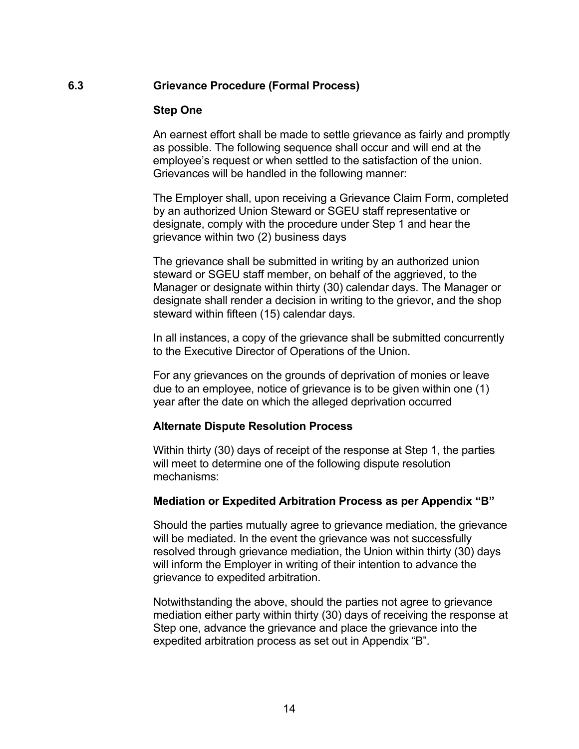## 6.3 Grievance Procedure (Formal Process)

**Step One**

An earnest effort shall be made to settle grievance as fairly and promptly as possible. The following sequence shall occur and will end at the employee's request or when settled to the satisfaction of the union. Grievances will be handled in the following manner:

The Employer shall, upon receiving a Grievance Claim Form, completed by an authorized Union Steward or SGEU staff representative or designate, comply with the procedure under Step 1 and hear the grievance within two (2) business days

The grievance shall be submitted in writing by an authorized union steward or SGEU staff member, on behalf of the aggrieved, to the Manager or designate within thirty (30) calendar days. The Manager or designate shall render a decision in writing to the grievor, and the shop steward within fifteen (15) calendar days.

In all instances, a copy of the grievance shall be submitted concurrently to the Executive Director of Operations of the Union.

For any grievances on the grounds of deprivation of monies or leave due to an employee, notice of grievance is to be given within one (1) year after the date on which the alleged deprivation occurred

**Alternate Dispute Resolution Process**

Within thirty (30) days of receipt of the response at Step 1, the parties will meet to determine one of the following dispute resolution mechanisms:

**Mediation or Expedited Arbitration Process as per Appendix "B"**

Should the parties mutually agree to grievance mediation, the grievance will be mediated. In the event the grievance was not successfully resolved through grievance mediation, the Union within thirty (30) days will inform the Employer in writing of their intention to advance the grievance to expedited arbitration.

Notwithstanding the above, should the parties not agree to grievance mediation either party within thirty (30) days of receiving the response at Step one, advance the grievance and place the grievance into the expedited arbitration process as set out in Appendix "B".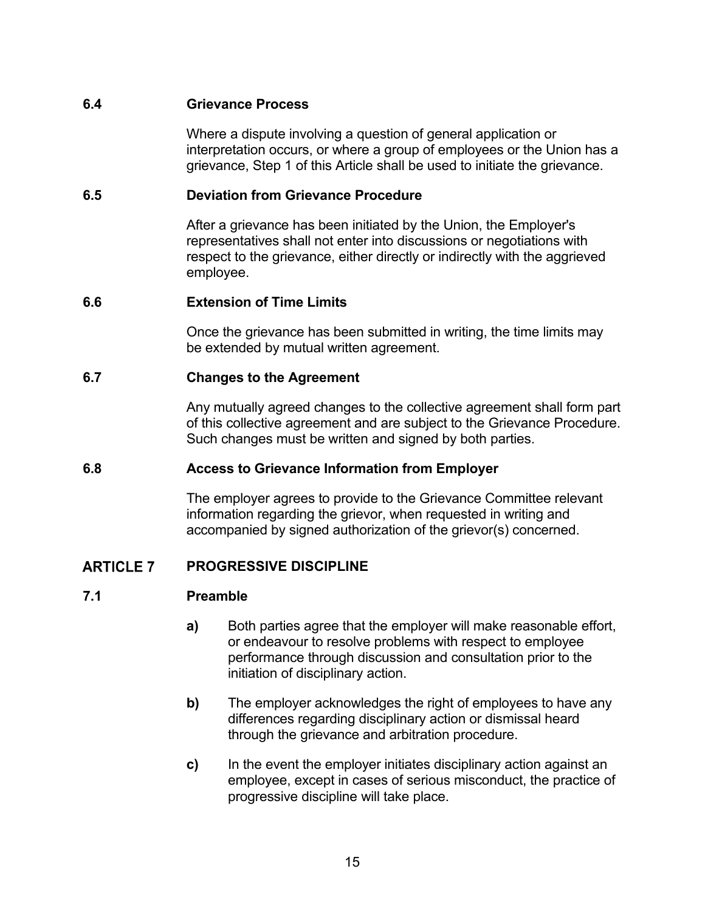### 6.4 Grievance Process

Where a dispute involving a question of general application or interpretation occurs, or where a group of employees or the Union has a grievance, Step 1 of this Article shall be used to initiate the grievance.

### 6.5 Deviation from Grievance Procedure

After a grievance has been initiated by the Union, the Employer's representatives shall not enter into discussions or negotiations with respect to the grievance, either directly or indirectly with the aggrieved employee.

### 6.6 Extension of Time Limits

Once the grievance has been submitted in writing, the time limits may be extended by mutual written agreement.

### 6.7 Changes to the Agreement

Any mutually agreed changes to the collective agreement shall form part of this collective agreement and are subject to the Grievance Procedure. Such changes must be written and signed by both parties.

### 6.8 Access to Grievance Information from Employer

The employer agrees to provide to the Grievance Committee relevant information regarding the grievor, when requested in writing and accompanied by signed authorization of the grievor(s) concerned.

## ARTICLE 7 PROGRESSIVE DISCIPLINE

### 7.1 Preamble

**a)** Both parties agree that the employer will make reasonable effort, or endeavour to resolve problems with respect to employee performance through discussion and consultation prior to the initiation of disciplinary action.

**b)** The employer acknowledges the right of employees to have any differences regarding disciplinary action or dismissal heard through the grievance and arbitration procedure.

**c)** In the event the employer initiates disciplinary action against an employee, except in cases of serious misconduct, the practice of progressive discipline will take place.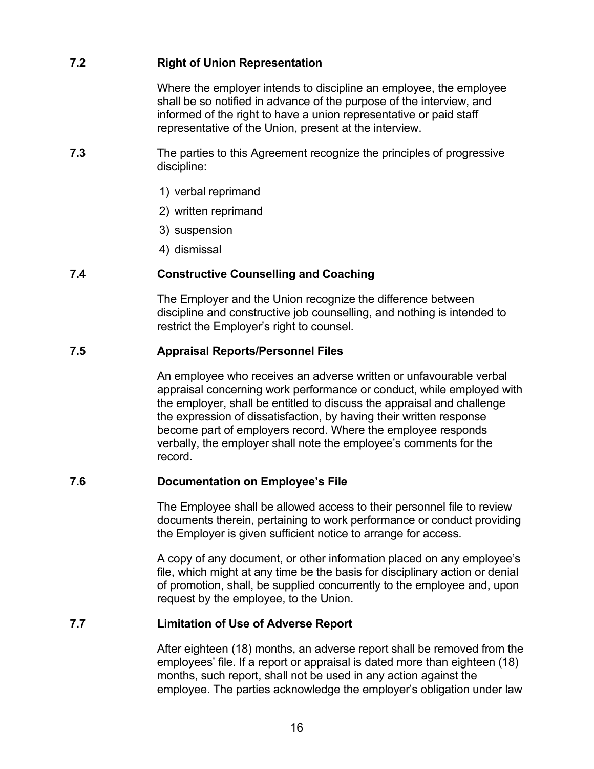### 7.2 Right of Union Representation

Where the employer intends to discipline an employee, the employee shall be so notified in advance of the purpose of the interview, and informed of the right to have a union representative or paid staff representative of the Union, present at the interview.

**7.3** The parties to this Agreement recognize the principles of progressive discipline:

1) verbal reprimand
2) written reprimand
3) suspension
4) dismissal

### 7.4 Constructive Counselling and Coaching

The Employer and the Union recognize the difference between discipline and constructive job counselling, and nothing is intended to restrict the Employer's right to counsel.

### 7.5 Appraisal Reports/Personnel Files

An employee who receives an adverse written or unfavourable verbal appraisal concerning work performance or conduct, while employed with the employer, shall be entitled to discuss the appraisal and challenge the expression of dissatisfaction, by having their written response become part of employers record. Where the employee responds verbally, the employer shall note the employee's comments for the record.

### 7.6 Documentation on Employee's File

The Employee shall be allowed access to their personnel file to review documents therein, pertaining to work performance or conduct providing the Employer is given sufficient notice to arrange for access.

A copy of any document, or other information placed on any employee's file, which might at any time be the basis for disciplinary action or denial of promotion, shall, be supplied concurrently to the employee and, upon request by the employee, to the Union.

### 7.7 Limitation of Use of Adverse Report

After eighteen (18) months, an adverse report shall be removed from the employees' file. If a report or appraisal is dated more than eighteen (18) months, such report, shall not be used in any action against the employee. The parties acknowledge the employer's obligation under law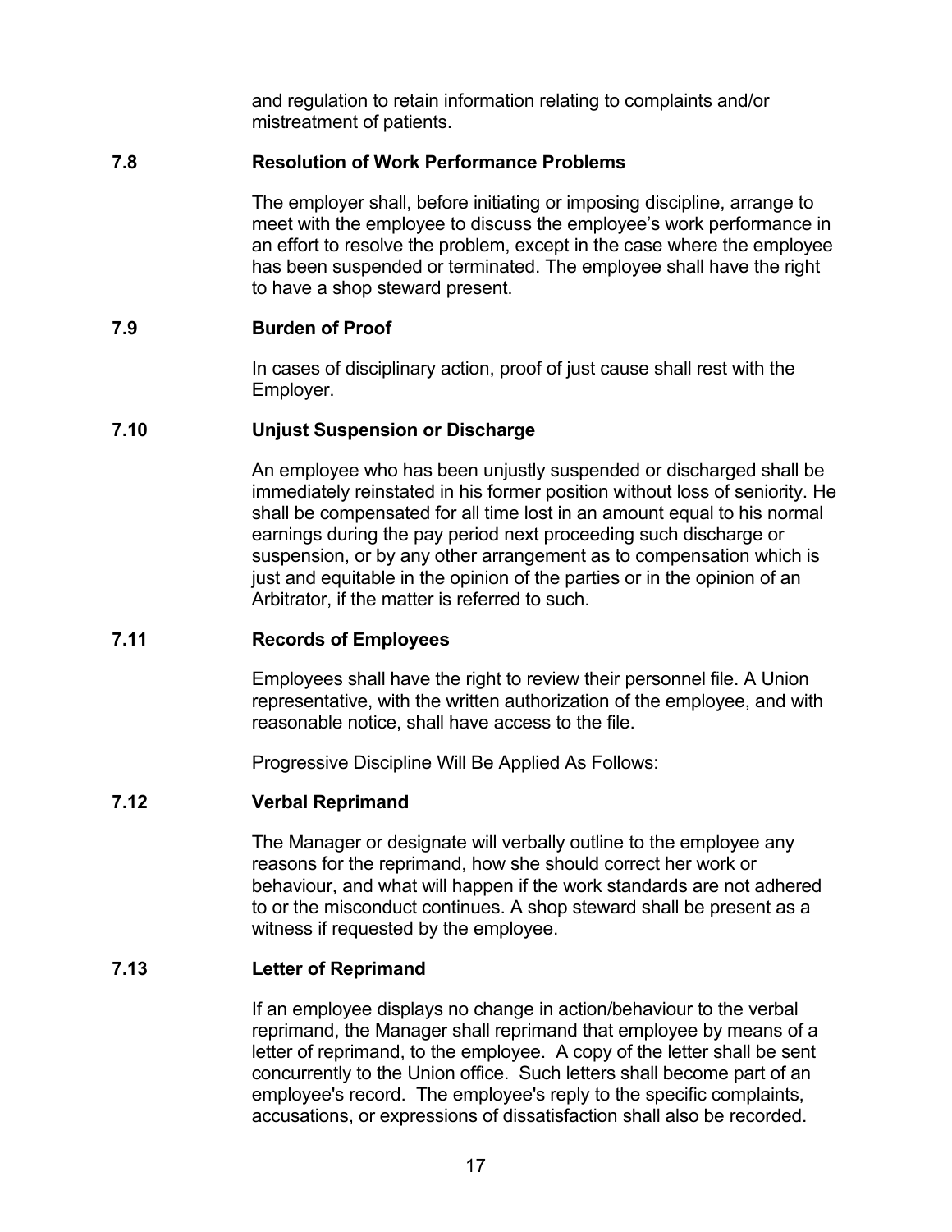and regulation to retain information relating to complaints and/or mistreatment of patients.

### 7.8 Resolution of Work Performance Problems

The employer shall, before initiating or imposing discipline, arrange to meet with the employee to discuss the employee's work performance in an effort to resolve the problem, except in the case where the employee has been suspended or terminated. The employee shall have the right to have a shop steward present.

### 7.9 Burden of Proof

In cases of disciplinary action, proof of just cause shall rest with the Employer.

### 7.10 Unjust Suspension or Discharge

An employee who has been unjustly suspended or discharged shall be immediately reinstated in his former position without loss of seniority. He shall be compensated for all time lost in an amount equal to his normal earnings during the pay period next proceeding such discharge or suspension, or by any other arrangement as to compensation which is just and equitable in the opinion of the parties or in the opinion of an Arbitrator, if the matter is referred to such.

### 7.11 Records of Employees

Employees shall have the right to review their personnel file. A Union representative, with the written authorization of the employee, and with reasonable notice, shall have access to the file.

Progressive Discipline Will Be Applied As Follows:

### 7.12 Verbal Reprimand

The Manager or designate will verbally outline to the employee any reasons for the reprimand, how she should correct her work or behaviour, and what will happen if the work standards are not adhered to or the misconduct continues. A shop steward shall be present as a witness if requested by the employee.

### 7.13 Letter of Reprimand

If an employee displays no change in action/behaviour to the verbal reprimand, the Manager shall reprimand that employee by means of a letter of reprimand, to the employee. A copy of the letter shall be sent concurrently to the Union office. Such letters shall become part of an employee's record. The employee's reply to the specific complaints, accusations, or expressions of dissatisfaction shall also be recorded.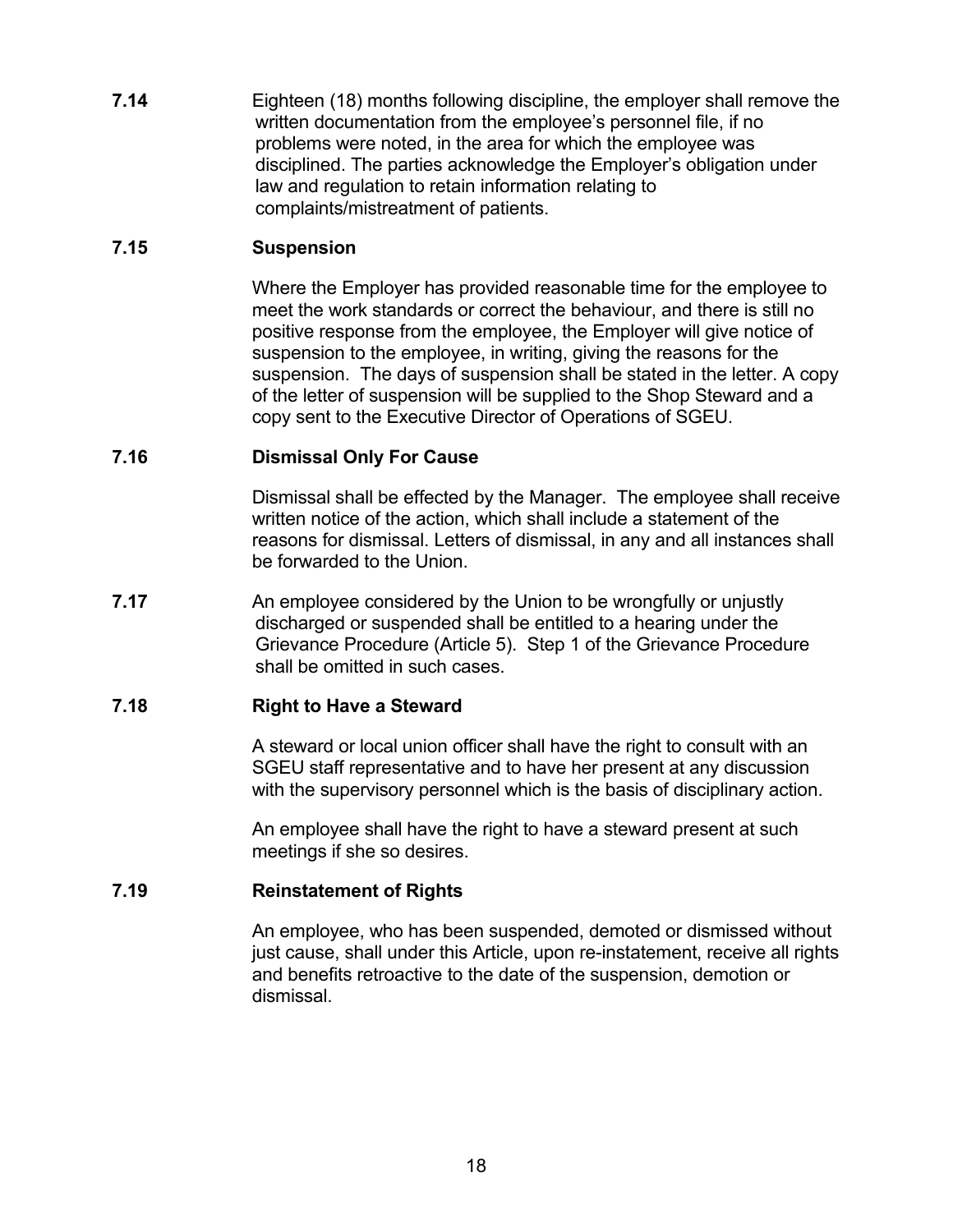**7.14** Eighteen (18) months following discipline, the employer shall remove the written documentation from the employee's personnel file, if no problems were noted, in the area for which the employee was disciplined. The parties acknowledge the Employer's obligation under law and regulation to retain information relating to complaints/mistreatment of patients.

**7.15 Suspension**

Where the Employer has provided reasonable time for the employee to meet the work standards or correct the behaviour, and there is still no positive response from the employee, the Employer will give notice of suspension to the employee, in writing, giving the reasons for the suspension. The days of suspension shall be stated in the letter. A copy of the letter of suspension will be supplied to the Shop Steward and a copy sent to the Executive Director of Operations of SGEU.

**7.16 Dismissal Only For Cause**

Dismissal shall be effected by the Manager. The employee shall receive written notice of the action, which shall include a statement of the reasons for dismissal. Letters of dismissal, in any and all instances shall be forwarded to the Union.

**7.17** An employee considered by the Union to be wrongfully or unjustly discharged or suspended shall be entitled to a hearing under the Grievance Procedure (Article 5). Step 1 of the Grievance Procedure shall be omitted in such cases.

**7.18 Right to Have a Steward**

A steward or local union officer shall have the right to consult with an SGEU staff representative and to have her present at any discussion with the supervisory personnel which is the basis of disciplinary action.

An employee shall have the right to have a steward present at such meetings if she so desires.

**7.19 Reinstatement of Rights**

An employee, who has been suspended, demoted or dismissed without just cause, shall under this Article, upon re-instatement, receive all rights and benefits retroactive to the date of the suspension, demotion or dismissal.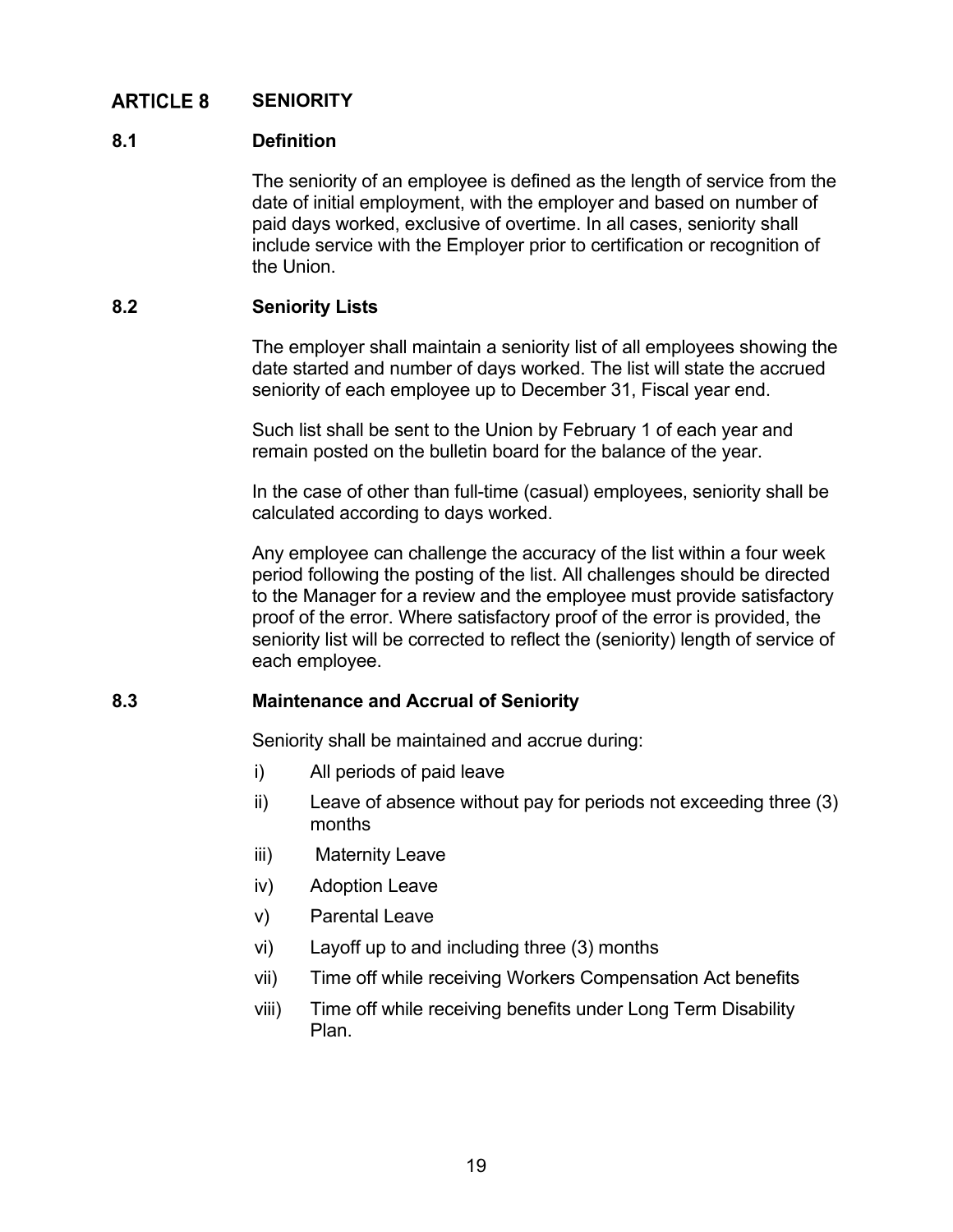## ARTICLE 8 SENIORITY

### 8.1 Definition

The seniority of an employee is defined as the length of service from the date of initial employment, with the employer and based on number of paid days worked, exclusive of overtime. In all cases, seniority shall include service with the Employer prior to certification or recognition of the Union.

### 8.2 Seniority Lists

The employer shall maintain a seniority list of all employees showing the date started and number of days worked. The list will state the accrued seniority of each employee up to December 31, Fiscal year end.

Such list shall be sent to the Union by February 1 of each year and remain posted on the bulletin board for the balance of the year.

In the case of other than full-time (casual) employees, seniority shall be calculated according to days worked.

Any employee can challenge the accuracy of the list within a four week period following the posting of the list. All challenges should be directed to the Manager for a review and the employee must provide satisfactory proof of the error. Where satisfactory proof of the error is provided, the seniority list will be corrected to reflect the (seniority) length of service of each employee.

### 8.3 Maintenance and Accrual of Seniority

Seniority shall be maintained and accrue during:

i) All periods of paid leave

ii) Leave of absence without pay for periods not exceeding three (3) months

iii) Maternity Leave

iv) Adoption Leave

v) Parental Leave

vi) Layoff up to and including three (3) months

vii) Time off while receiving Workers Compensation Act benefits

viii) Time off while receiving benefits under Long Term Disability Plan.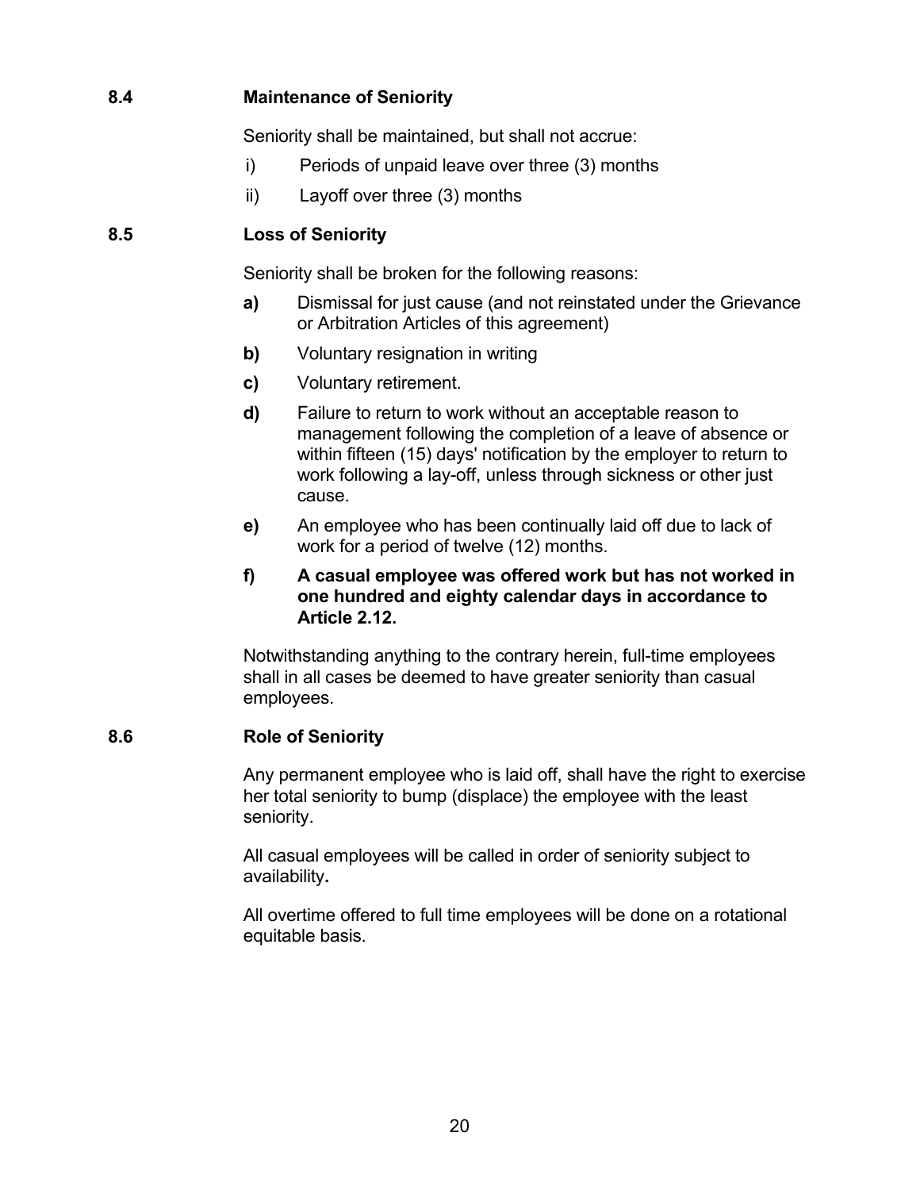### 8.4 Maintenance of Seniority

Seniority shall be maintained, but shall not accrue:

i) Periods of unpaid leave over three (3) months

ii) Layoff over three (3) months

### 8.5 Loss of Seniority

Seniority shall be broken for the following reasons:

**a)** Dismissal for just cause (and not reinstated under the Grievance or Arbitration Articles of this agreement)

**b)** Voluntary resignation in writing

**c)** Voluntary retirement.

**d)** Failure to return to work without an acceptable reason to management following the completion of a leave of absence or within fifteen (15) days' notification by the employer to return to work following a lay-off, unless through sickness or other just cause.

**e)** An employee who has been continually laid off due to lack of work for a period of twelve (12) months.

**f) A casual employee was offered work but has not worked in one hundred and eighty calendar days in accordance to Article 2.12.**

Notwithstanding anything to the contrary herein, full-time employees shall in all cases be deemed to have greater seniority than casual employees.

### 8.6 Role of Seniority

Any permanent employee who is laid off, shall have the right to exercise her total seniority to bump (displace) the employee with the least seniority.

All casual employees will be called in order of seniority subject to availability**.**

All overtime offered to full time employees will be done on a rotational equitable basis.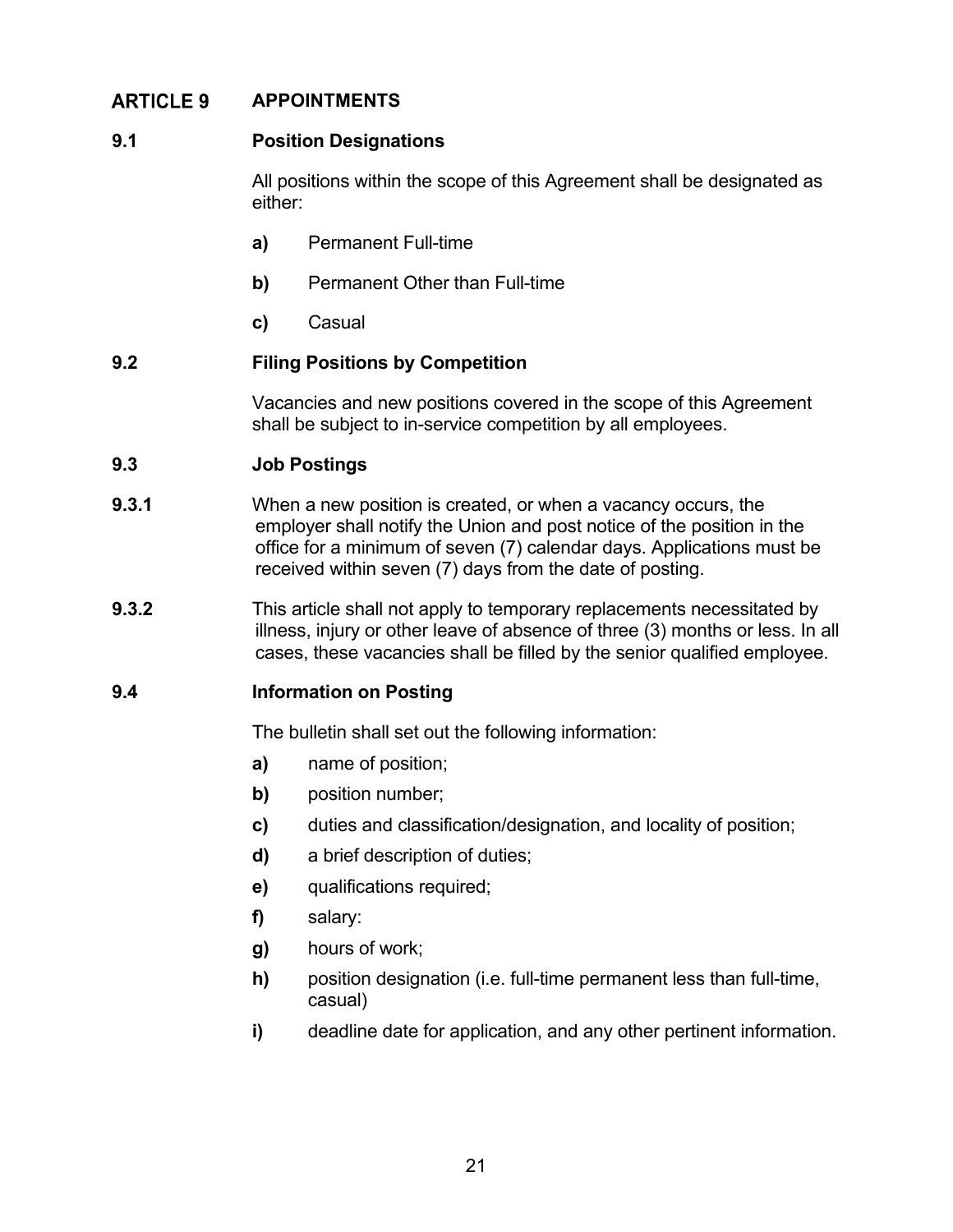## ARTICLE 9 APPOINTMENTS

### 9.1 Position Designations

All positions within the scope of this Agreement shall be designated as either:

- **a)** Permanent Full-time
- **b)** Permanent Other than Full-time
- **c)** Casual

### 9.2 Filing Positions by Competition

Vacancies and new positions covered in the scope of this Agreement shall be subject to in-service competition by all employees.

### 9.3 Job Postings

**9.3.1** When a new position is created, or when a vacancy occurs, the employer shall notify the Union and post notice of the position in the office for a minimum of seven (7) calendar days. Applications must be received within seven (7) days from the date of posting.

**9.3.2** This article shall not apply to temporary replacements necessitated by illness, injury or other leave of absence of three (3) months or less. In all cases, these vacancies shall be filled by the senior qualified employee.

### 9.4 Information on Posting

The bulletin shall set out the following information:

- **a)** name of position;
- **b)** position number;
- **c)** duties and classification/designation, and locality of position;
- **d)** a brief description of duties;
- **e)** qualifications required;
- **f)** salary:
- **g)** hours of work;
- **h)** position designation (i.e. full-time permanent less than full-time, casual)
- **i)** deadline date for application, and any other pertinent information.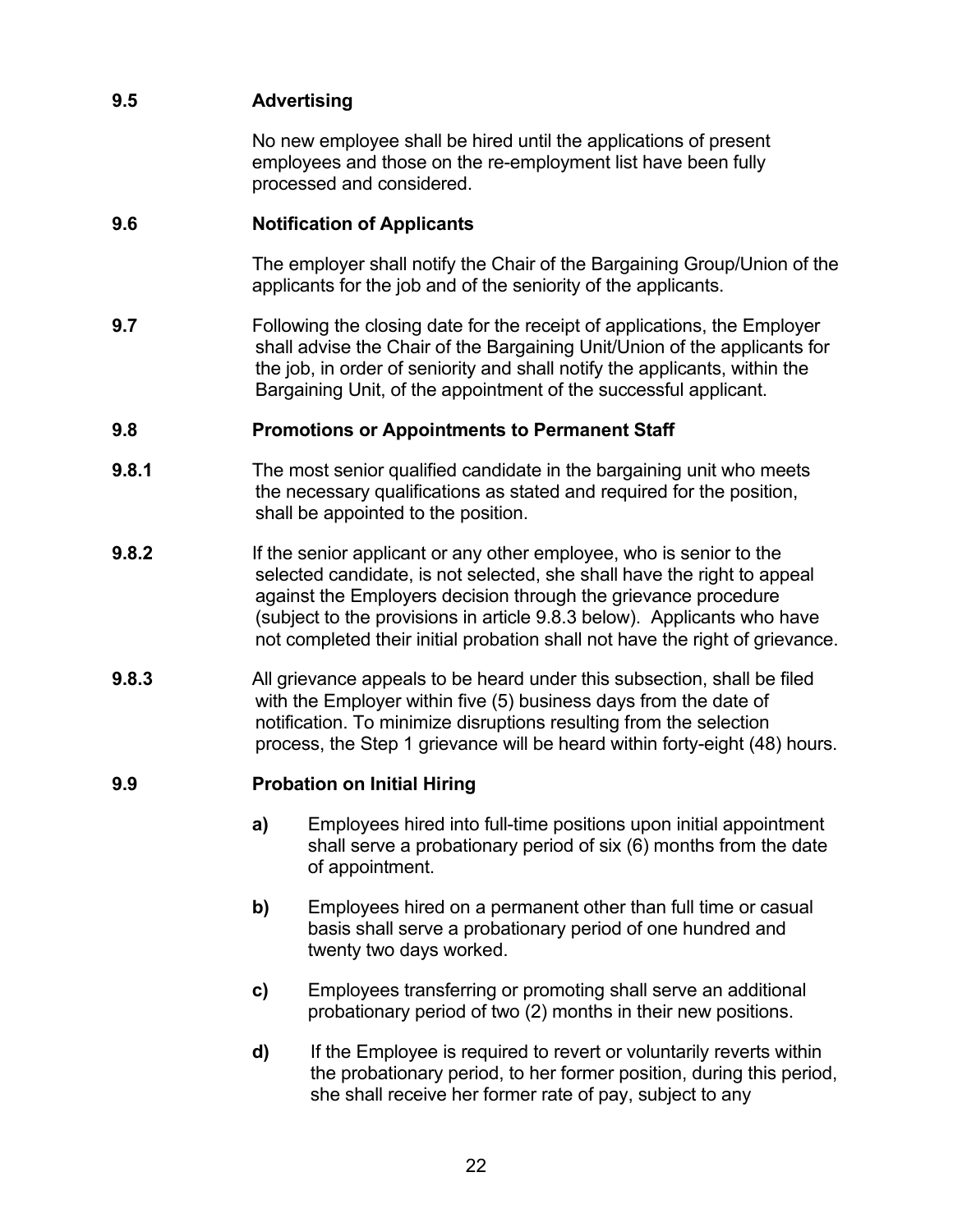**9.5 Advertising**

No new employee shall be hired until the applications of present employees and those on the re-employment list have been fully processed and considered.

**9.6 Notification of Applicants**

The employer shall notify the Chair of the Bargaining Group/Union of the applicants for the job and of the seniority of the applicants.

**9.7** Following the closing date for the receipt of applications, the Employer shall advise the Chair of the Bargaining Unit/Union of the applicants for the job, in order of seniority and shall notify the applicants, within the Bargaining Unit, of the appointment of the successful applicant.

**9.8 Promotions or Appointments to Permanent Staff**

**9.8.1** The most senior qualified candidate in the bargaining unit who meets the necessary qualifications as stated and required for the position, shall be appointed to the position.

**9.8.2** If the senior applicant or any other employee, who is senior to the selected candidate, is not selected, she shall have the right to appeal against the Employers decision through the grievance procedure (subject to the provisions in article 9.8.3 below). Applicants who have not completed their initial probation shall not have the right of grievance.

**9.8.3** All grievance appeals to be heard under this subsection, shall be filed with the Employer within five (5) business days from the date of notification. To minimize disruptions resulting from the selection process, the Step 1 grievance will be heard within forty-eight (48) hours.

**9.9 Probation on Initial Hiring**

**a)** Employees hired into full-time positions upon initial appointment shall serve a probationary period of six (6) months from the date of appointment.

**b)** Employees hired on a permanent other than full time or casual basis shall serve a probationary period of one hundred and twenty two days worked.

**c)** Employees transferring or promoting shall serve an additional probationary period of two (2) months in their new positions.

**d)** If the Employee is required to revert or voluntarily reverts within the probationary period, to her former position, during this period, she shall receive her former rate of pay, subject to any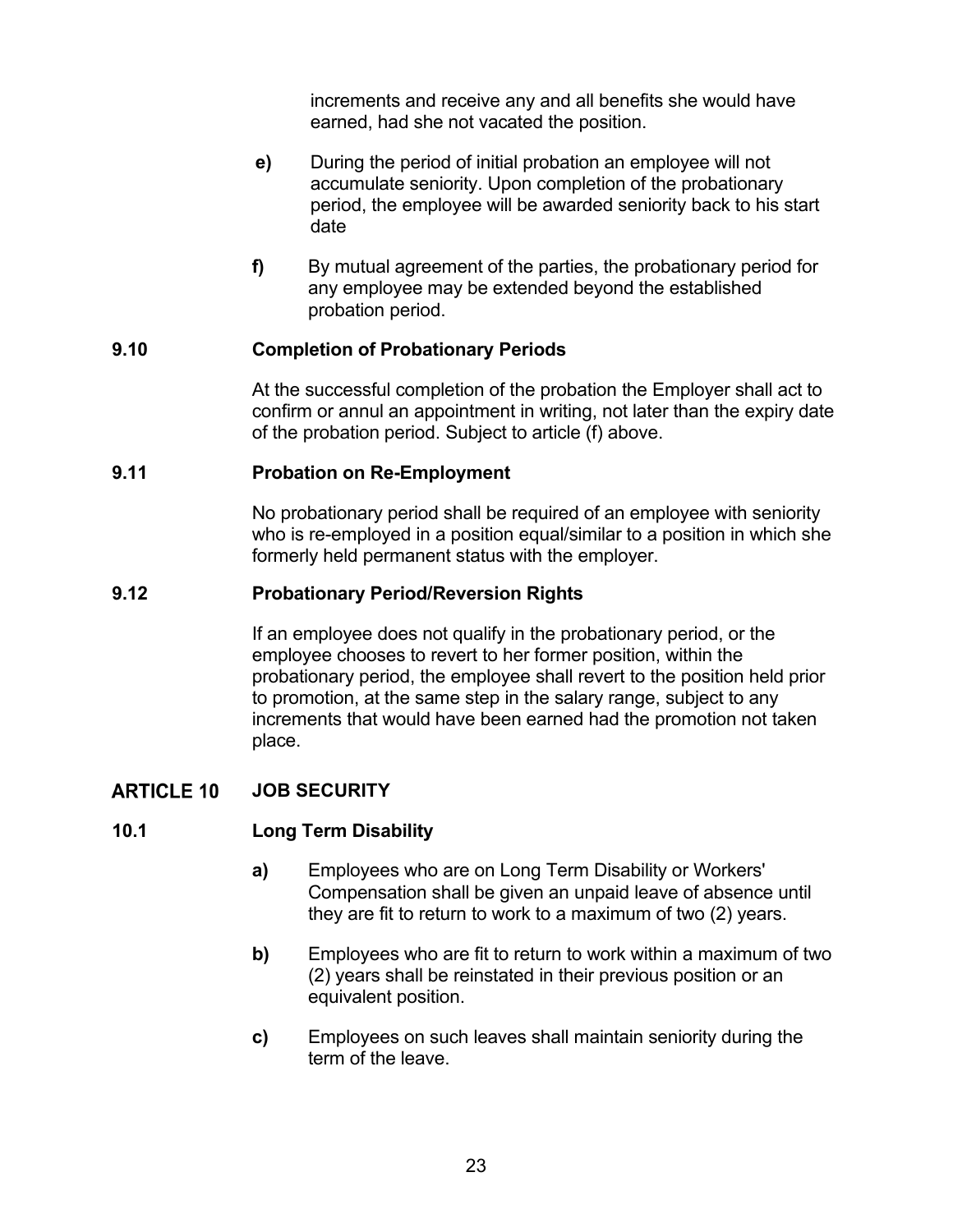increments and receive any and all benefits she would have earned, had she not vacated the position.

**e)** During the period of initial probation an employee will not accumulate seniority. Upon completion of the probationary period, the employee will be awarded seniority back to his start date

**f)** By mutual agreement of the parties, the probationary period for any employee may be extended beyond the established probation period.

### 9.10 Completion of Probationary Periods

At the successful completion of the probation the Employer shall act to confirm or annul an appointment in writing, not later than the expiry date of the probation period. Subject to article (f) above.

### 9.11 Probation on Re-Employment

No probationary period shall be required of an employee with seniority who is re-employed in a position equal/similar to a position in which she formerly held permanent status with the employer.

### 9.12 Probationary Period/Reversion Rights

If an employee does not qualify in the probationary period, or the employee chooses to revert to her former position, within the probationary period, the employee shall revert to the position held prior to promotion, at the same step in the salary range, subject to any increments that would have been earned had the promotion not taken place.

## ARTICLE 10 JOB SECURITY

### 10.1 Long Term Disability

**a)** Employees who are on Long Term Disability or Workers' Compensation shall be given an unpaid leave of absence until they are fit to return to work to a maximum of two (2) years.

**b)** Employees who are fit to return to work within a maximum of two (2) years shall be reinstated in their previous position or an equivalent position.

**c)** Employees on such leaves shall maintain seniority during the term of the leave.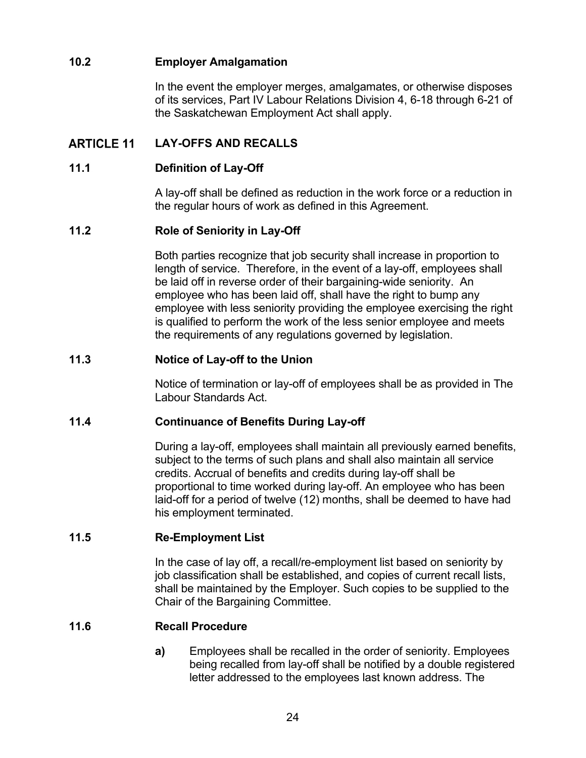### 10.2 Employer Amalgamation

In the event the employer merges, amalgamates, or otherwise disposes of its services, Part IV Labour Relations Division 4, 6-18 through 6-21 of the Saskatchewan Employment Act shall apply.

## ARTICLE 11 LAY-OFFS AND RECALLS

### 11.1 Definition of Lay-Off

A lay-off shall be defined as reduction in the work force or a reduction in the regular hours of work as defined in this Agreement.

### 11.2 Role of Seniority in Lay-Off

Both parties recognize that job security shall increase in proportion to length of service. Therefore, in the event of a lay-off, employees shall be laid off in reverse order of their bargaining-wide seniority. An employee who has been laid off, shall have the right to bump any employee with less seniority providing the employee exercising the right is qualified to perform the work of the less senior employee and meets the requirements of any regulations governed by legislation.

### 11.3 Notice of Lay-off to the Union

Notice of termination or lay-off of employees shall be as provided in The Labour Standards Act.

### 11.4 Continuance of Benefits During Lay-off

During a lay-off, employees shall maintain all previously earned benefits, subject to the terms of such plans and shall also maintain all service credits. Accrual of benefits and credits during lay-off shall be proportional to time worked during lay-off. An employee who has been laid-off for a period of twelve (12) months, shall be deemed to have had his employment terminated.

### 11.5 Re-Employment List

In the case of lay off, a recall/re-employment list based on seniority by job classification shall be established, and copies of current recall lists, shall be maintained by the Employer. Such copies to be supplied to the Chair of the Bargaining Committee.

### 11.6 Recall Procedure

**a)** Employees shall be recalled in the order of seniority. Employees being recalled from lay-off shall be notified by a double registered letter addressed to the employees last known address. The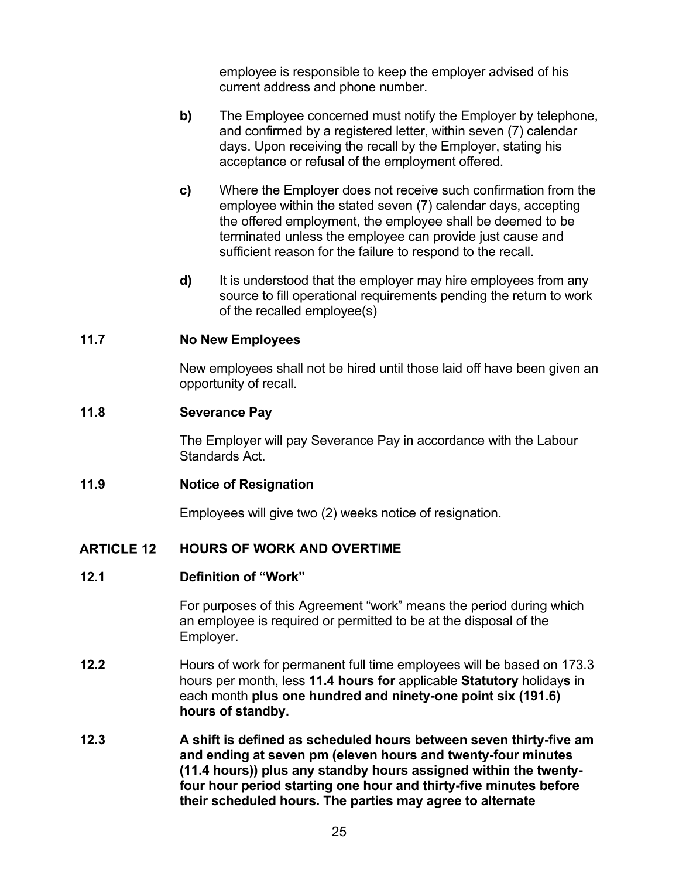employee is responsible to keep the employer advised of his current address and phone number.

**b)** The Employee concerned must notify the Employer by telephone, and confirmed by a registered letter, within seven (7) calendar days. Upon receiving the recall by the Employer, stating his acceptance or refusal of the employment offered.

**c)** Where the Employer does not receive such confirmation from the employee within the stated seven (7) calendar days, accepting the offered employment, the employee shall be deemed to be terminated unless the employee can provide just cause and sufficient reason for the failure to respond to the recall.

**d)** It is understood that the employer may hire employees from any source to fill operational requirements pending the return to work of the recalled employee(s)

### 11.7 No New Employees

New employees shall not be hired until those laid off have been given an opportunity of recall.

### 11.8 Severance Pay

The Employer will pay Severance Pay in accordance with the Labour Standards Act.

### 11.9 Notice of Resignation

Employees will give two (2) weeks notice of resignation.

## ARTICLE 12 HOURS OF WORK AND OVERTIME

### 12.1 Definition of “Work”

For purposes of this Agreement “work” means the period during which an employee is required or permitted to be at the disposal of the Employer.

**12.2** Hours of work for permanent full time employees will be based on 173.3 hours per month, less **11.4 hours for** applicable **Statutory** holiday**s** in each month **plus one hundred and ninety-one point six (191.6) hours of standby.**

**12.3** **A shift is defined as scheduled hours between seven thirty-five am and ending at seven pm (eleven hours and twenty-four minutes (11.4 hours)) plus any standby hours assigned within the twenty-four hour period starting one hour and thirty-five minutes before their scheduled hours. The parties may agree to alternate**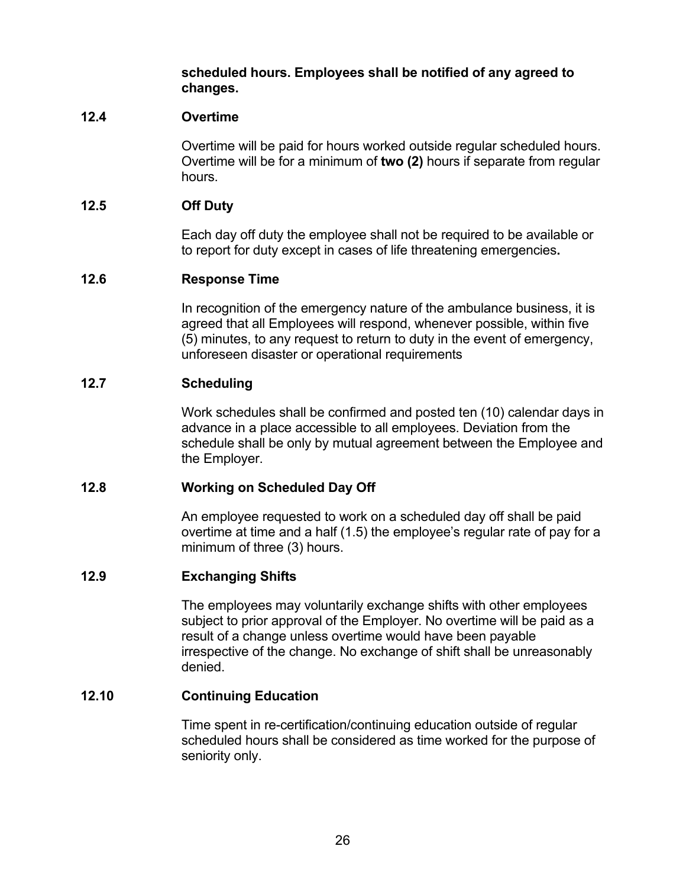**scheduled hours. Employees shall be notified of any agreed to changes.**

### 12.4 Overtime

Overtime will be paid for hours worked outside regular scheduled hours. Overtime will be for a minimum of **two (2)** hours if separate from regular hours.

### 12.5 Off Duty

Each day off duty the employee shall not be required to be available or to report for duty except in cases of life threatening emergencies**.**

### 12.6 Response Time

In recognition of the emergency nature of the ambulance business, it is agreed that all Employees will respond, whenever possible, within five (5) minutes, to any request to return to duty in the event of emergency, unforeseen disaster or operational requirements

### 12.7 Scheduling

Work schedules shall be confirmed and posted ten (10) calendar days in advance in a place accessible to all employees. Deviation from the schedule shall be only by mutual agreement between the Employee and the Employer.

### 12.8 Working on Scheduled Day Off

An employee requested to work on a scheduled day off shall be paid overtime at time and a half (1.5) the employee's regular rate of pay for a minimum of three (3) hours.

### 12.9 Exchanging Shifts

The employees may voluntarily exchange shifts with other employees subject to prior approval of the Employer. No overtime will be paid as a result of a change unless overtime would have been payable irrespective of the change. No exchange of shift shall be unreasonably denied.

### 12.10 Continuing Education

Time spent in re-certification/continuing education outside of regular scheduled hours shall be considered as time worked for the purpose of seniority only.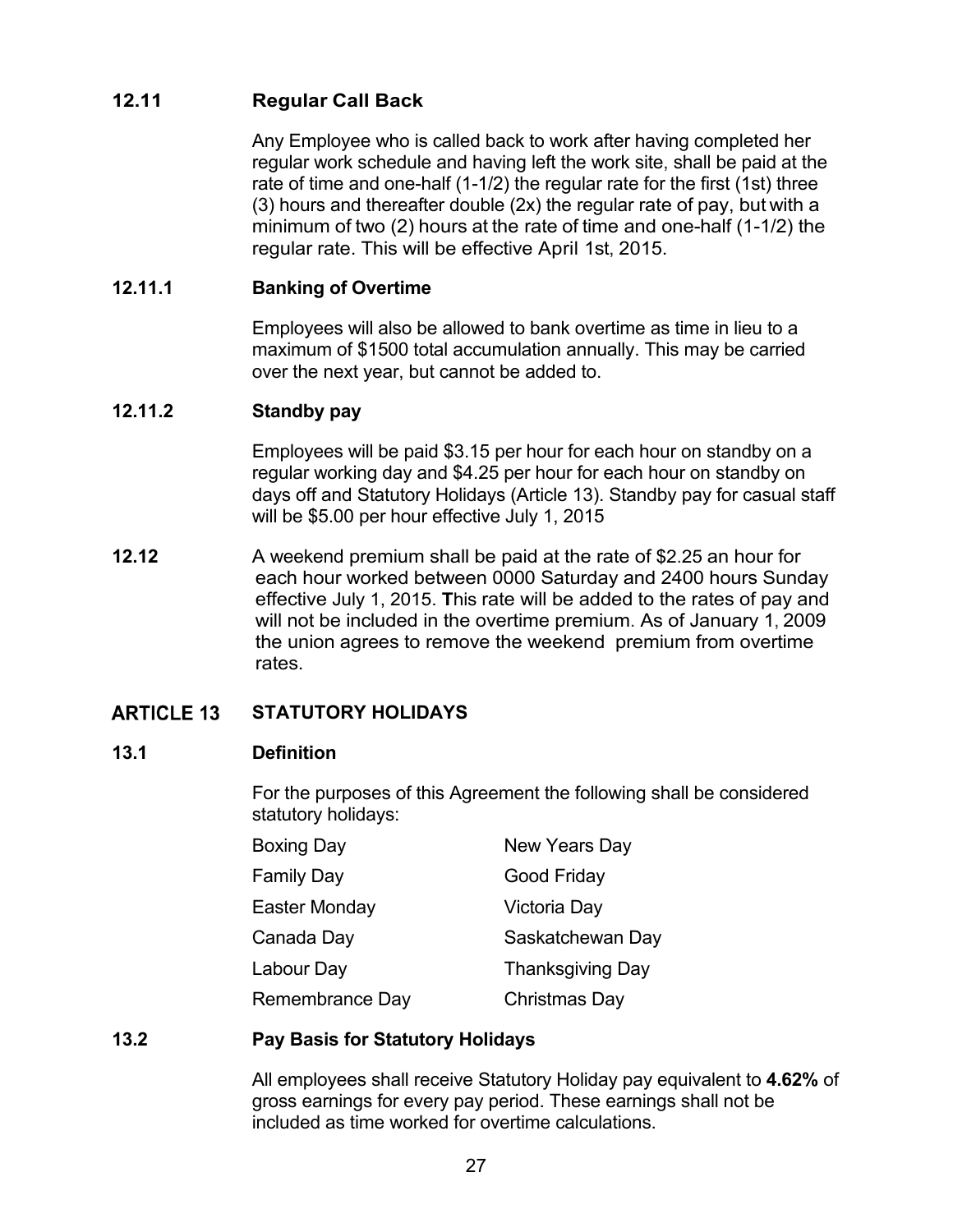### 12.11 Regular Call Back

Any Employee who is called back to work after having completed her regular work schedule and having left the work site, shall be paid at the rate of time and one-half (1-1/2) the regular rate for the first (1st) three (3) hours and thereafter double (2x) the regular rate of pay, but with a minimum of two (2) hours at the rate of time and one-half (1-1/2) the regular rate. This will be effective April 1st, 2015.

### 12.11.1 Banking of Overtime

Employees will also be allowed to bank overtime as time in lieu to a maximum of $1500 total accumulation annually. This may be carried over the next year, but cannot be added to.

### 12.11.2 Standby pay

Employees will be paid $3.15 per hour for each hour on standby on a regular working day and $4.25 per hour for each hour on standby on days off and Statutory Holidays (Article 13). Standby pay for casual staff will be $5.00 per hour effective July 1, 2015

**12.12** A weekend premium shall be paid at the rate of $2.25 an hour for each hour worked between 0000 Saturday and 2400 hours Sunday effective July 1, 2015. **T**his rate will be added to the rates of pay and will not be included in the overtime premium. As of January 1, 2009 the union agrees to remove the weekend premium from overtime rates.

## ARTICLE 13 STATUTORY HOLIDAYS

### 13.1 Definition

For the purposes of this Agreement the following shall be considered statutory holidays:

| | |
|---|---|
| Boxing Day | New Years Day |
| Family Day | Good Friday |
| Easter Monday | Victoria Day |
| Canada Day | Saskatchewan Day |
| Labour Day | Thanksgiving Day |
| Remembrance Day | Christmas Day |

### 13.2 Pay Basis for Statutory Holidays

All employees shall receive Statutory Holiday pay equivalent to **4.62%** of gross earnings for every pay period. These earnings shall not be included as time worked for overtime calculations.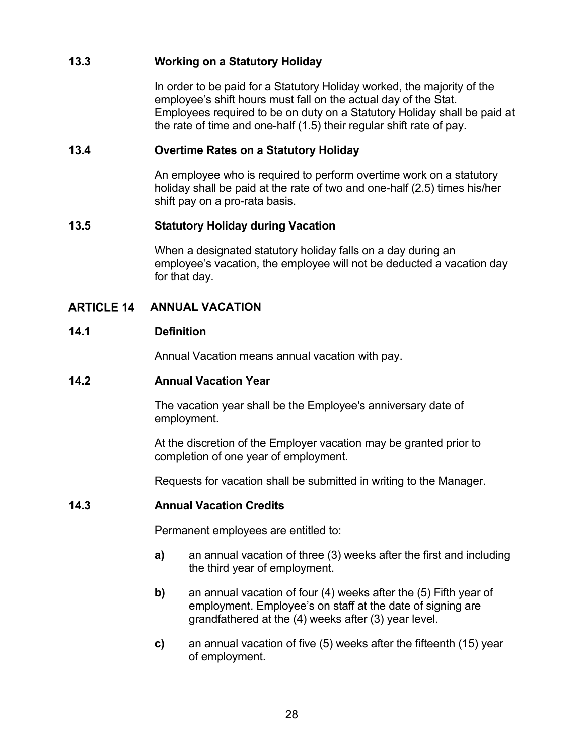### 13.3 Working on a Statutory Holiday

In order to be paid for a Statutory Holiday worked, the majority of the employee's shift hours must fall on the actual day of the Stat. Employees required to be on duty on a Statutory Holiday shall be paid at the rate of time and one-half (1.5) their regular shift rate of pay.

### 13.4 Overtime Rates on a Statutory Holiday

An employee who is required to perform overtime work on a statutory holiday shall be paid at the rate of two and one-half (2.5) times his/her shift pay on a pro-rata basis.

### 13.5 Statutory Holiday during Vacation

When a designated statutory holiday falls on a day during an employee's vacation, the employee will not be deducted a vacation day for that day.

## ARTICLE 14 ANNUAL VACATION

### 14.1 Definition

Annual Vacation means annual vacation with pay.

### 14.2 Annual Vacation Year

The vacation year shall be the Employee's anniversary date of employment.

At the discretion of the Employer vacation may be granted prior to completion of one year of employment.

Requests for vacation shall be submitted in writing to the Manager.

### 14.3 Annual Vacation Credits

Permanent employees are entitled to:

**a)** an annual vacation of three (3) weeks after the first and including the third year of employment.

**b)** an annual vacation of four (4) weeks after the (5) Fifth year of employment. Employee's on staff at the date of signing are grandfathered at the (4) weeks after (3) year level.

**c)** an annual vacation of five (5) weeks after the fifteenth (15) year of employment.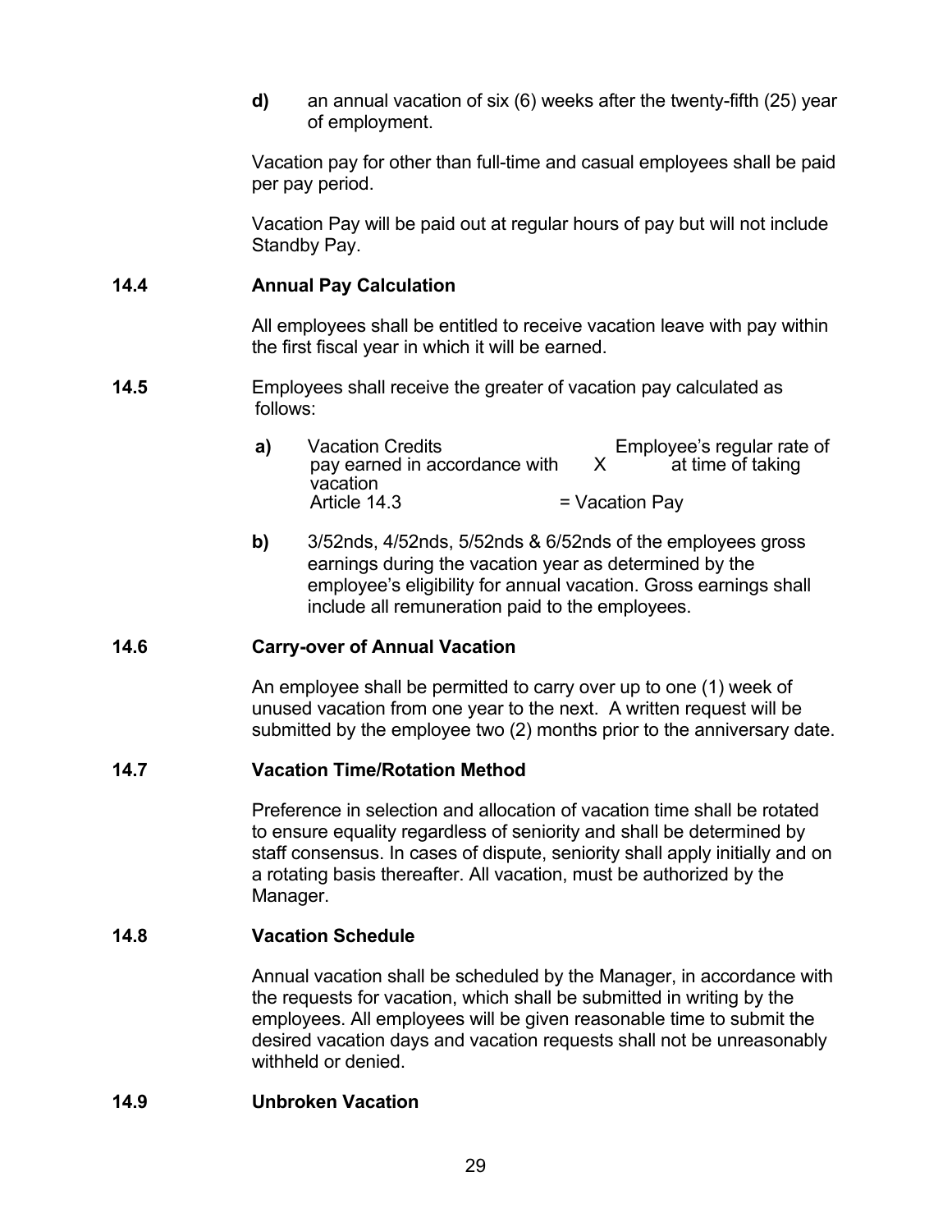**d)** an annual vacation of six (6) weeks after the twenty-fifth (25) year of employment.

Vacation pay for other than full-time and casual employees shall be paid per pay period.

Vacation Pay will be paid out at regular hours of pay but will not include Standby Pay.

**14.4 Annual Pay Calculation**

All employees shall be entitled to receive vacation leave with pay within the first fiscal year in which it will be earned.

**14.5** Employees shall receive the greater of vacation pay calculated as follows:

**a)** Vacation Credits earned in accordance with Article 14.3 X Employee's regular rate of pay at time of taking vacation = Vacation Pay

**b)** 3/52nds, 4/52nds, 5/52nds & 6/52nds of the employees gross earnings during the vacation year as determined by the employee's eligibility for annual vacation. Gross earnings shall include all remuneration paid to the employees.

**14.6 Carry-over of Annual Vacation**

An employee shall be permitted to carry over up to one (1) week of unused vacation from one year to the next. A written request will be submitted by the employee two (2) months prior to the anniversary date.

**14.7 Vacation Time/Rotation Method**

Preference in selection and allocation of vacation time shall be rotated to ensure equality regardless of seniority and shall be determined by staff consensus. In cases of dispute, seniority shall apply initially and on a rotating basis thereafter. All vacation, must be authorized by the Manager.

**14.8 Vacation Schedule**

Annual vacation shall be scheduled by the Manager, in accordance with the requests for vacation, which shall be submitted in writing by the employees. All employees will be given reasonable time to submit the desired vacation days and vacation requests shall not be unreasonably withheld or denied.

**14.9 Unbroken Vacation**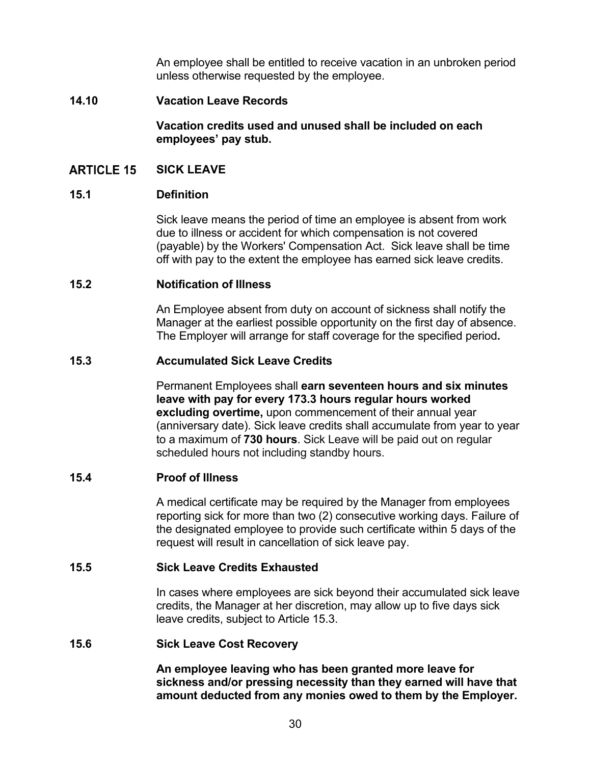An employee shall be entitled to receive vacation in an unbroken period unless otherwise requested by the employee.

### 14.10 Vacation Leave Records

**Vacation credits used and unused shall be included on each employees' pay stub.**

## ARTICLE 15 SICK LEAVE

### 15.1 Definition

Sick leave means the period of time an employee is absent from work due to illness or accident for which compensation is not covered (payable) by the Workers' Compensation Act. Sick leave shall be time off with pay to the extent the employee has earned sick leave credits.

### 15.2 Notification of Illness

An Employee absent from duty on account of sickness shall notify the Manager at the earliest possible opportunity on the first day of absence. The Employer will arrange for staff coverage for the specified period**.**

### 15.3 Accumulated Sick Leave Credits

Permanent Employees shall **earn seventeen hours and six minutes leave with pay for every 173.3 hours regular hours worked excluding overtime,** upon commencement of their annual year (anniversary date). Sick leave credits shall accumulate from year to year to a maximum of **730 hours**. Sick Leave will be paid out on regular scheduled hours not including standby hours.

### 15.4 Proof of Illness

A medical certificate may be required by the Manager from employees reporting sick for more than two (2) consecutive working days. Failure of the designated employee to provide such certificate within 5 days of the request will result in cancellation of sick leave pay.

### 15.5 Sick Leave Credits Exhausted

In cases where employees are sick beyond their accumulated sick leave credits, the Manager at her discretion, may allow up to five days sick leave credits, subject to Article 15.3.

### 15.6 Sick Leave Cost Recovery

**An employee leaving who has been granted more leave for sickness and/or pressing necessity than they earned will have that amount deducted from any monies owed to them by the Employer.**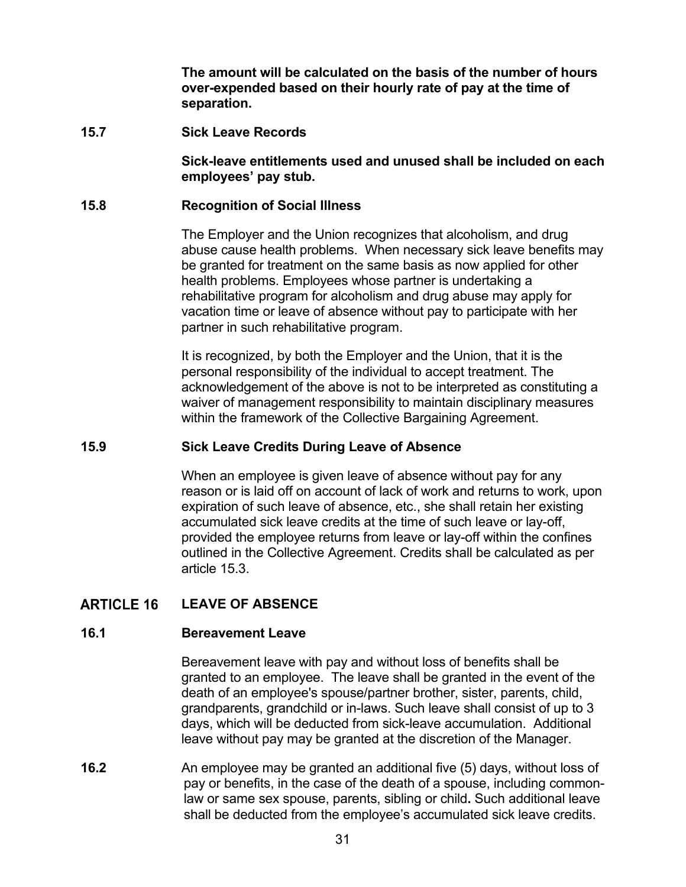**The amount will be calculated on the basis of the number of hours over-expended based on their hourly rate of pay at the time of separation.**

### 15.7 Sick Leave Records

**Sick-leave entitlements used and unused shall be included on each employees' pay stub.**

### 15.8 Recognition of Social Illness

The Employer and the Union recognizes that alcoholism, and drug abuse cause health problems. When necessary sick leave benefits may be granted for treatment on the same basis as now applied for other health problems. Employees whose partner is undertaking a rehabilitative program for alcoholism and drug abuse may apply for vacation time or leave of absence without pay to participate with her partner in such rehabilitative program.

It is recognized, by both the Employer and the Union, that it is the personal responsibility of the individual to accept treatment. The acknowledgement of the above is not to be interpreted as constituting a waiver of management responsibility to maintain disciplinary measures within the framework of the Collective Bargaining Agreement.

### 15.9 Sick Leave Credits During Leave of Absence

When an employee is given leave of absence without pay for any reason or is laid off on account of lack of work and returns to work, upon expiration of such leave of absence, etc., she shall retain her existing accumulated sick leave credits at the time of such leave or lay-off, provided the employee returns from leave or lay-off within the confines outlined in the Collective Agreement. Credits shall be calculated as per article 15.3.

## ARTICLE 16 LEAVE OF ABSENCE

### 16.1 Bereavement Leave

Bereavement leave with pay and without loss of benefits shall be granted to an employee. The leave shall be granted in the event of the death of an employee's spouse/partner brother, sister, parents, child, grandparents, grandchild or in-laws. Such leave shall consist of up to 3 days, which will be deducted from sick-leave accumulation. Additional leave without pay may be granted at the discretion of the Manager.

**16.2** An employee may be granted an additional five (5) days, without loss of pay or benefits, in the case of the death of a spouse, including common-law or same sex spouse, parents, sibling or child**.** Such additional leave shall be deducted from the employee's accumulated sick leave credits.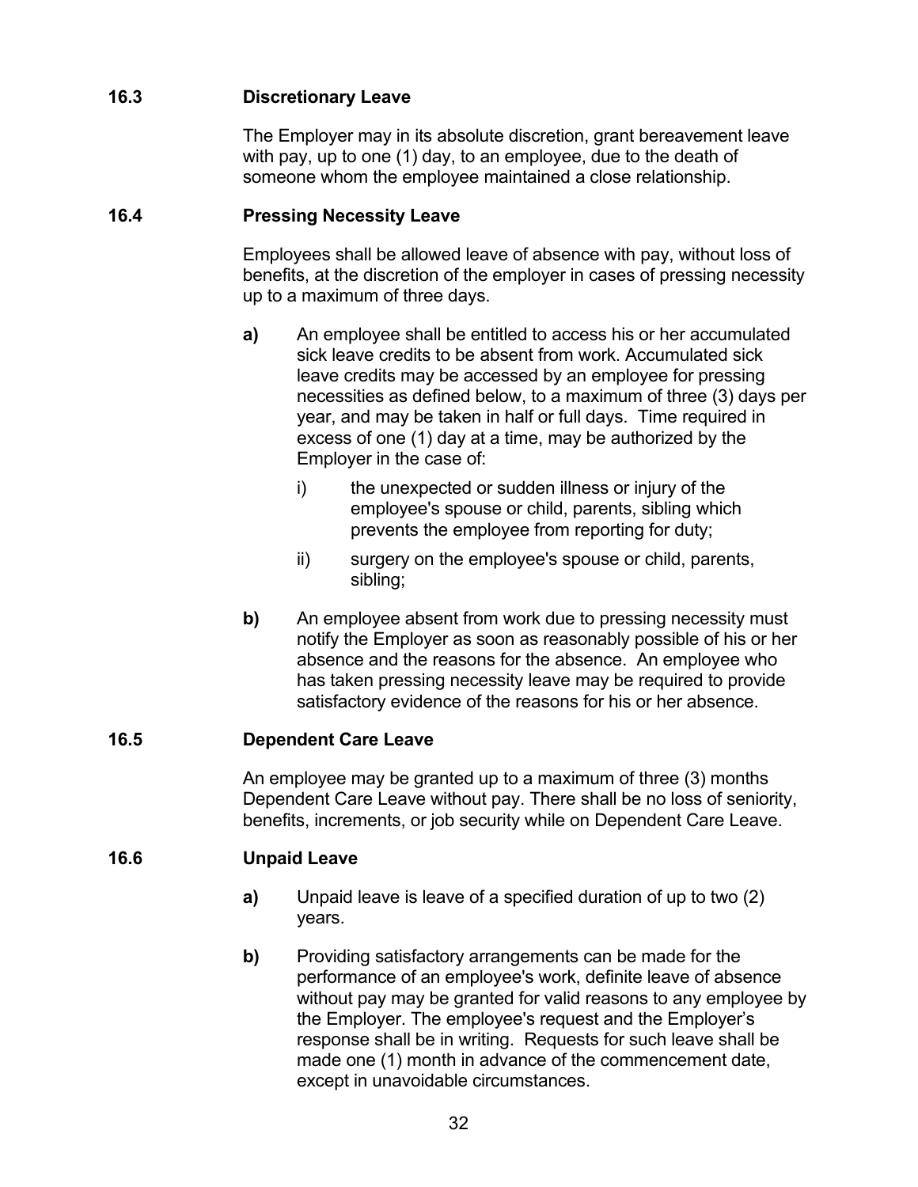### 16.3 Discretionary Leave

The Employer may in its absolute discretion, grant bereavement leave with pay, up to one (1) day, to an employee, due to the death of someone whom the employee maintained a close relationship.

### 16.4 Pressing Necessity Leave

Employees shall be allowed leave of absence with pay, without loss of benefits, at the discretion of the employer in cases of pressing necessity up to a maximum of three days.

**a)** An employee shall be entitled to access his or her accumulated sick leave credits to be absent from work. Accumulated sick leave credits may be accessed by an employee for pressing necessities as defined below, to a maximum of three (3) days per year, and may be taken in half or full days. Time required in excess of one (1) day at a time, may be authorized by the Employer in the case of:

- i) the unexpected or sudden illness or injury of the employee's spouse or child, parents, sibling which prevents the employee from reporting for duty;
- ii) surgery on the employee's spouse or child, parents, sibling;

**b)** An employee absent from work due to pressing necessity must notify the Employer as soon as reasonably possible of his or her absence and the reasons for the absence. An employee who has taken pressing necessity leave may be required to provide satisfactory evidence of the reasons for his or her absence.

### 16.5 Dependent Care Leave

An employee may be granted up to a maximum of three (3) months Dependent Care Leave without pay. There shall be no loss of seniority, benefits, increments, or job security while on Dependent Care Leave.

### 16.6 Unpaid Leave

**a)** Unpaid leave is leave of a specified duration of up to two (2) years.

**b)** Providing satisfactory arrangements can be made for the performance of an employee's work, definite leave of absence without pay may be granted for valid reasons to any employee by the Employer. The employee's request and the Employer's response shall be in writing. Requests for such leave shall be made one (1) month in advance of the commencement date, except in unavoidable circumstances.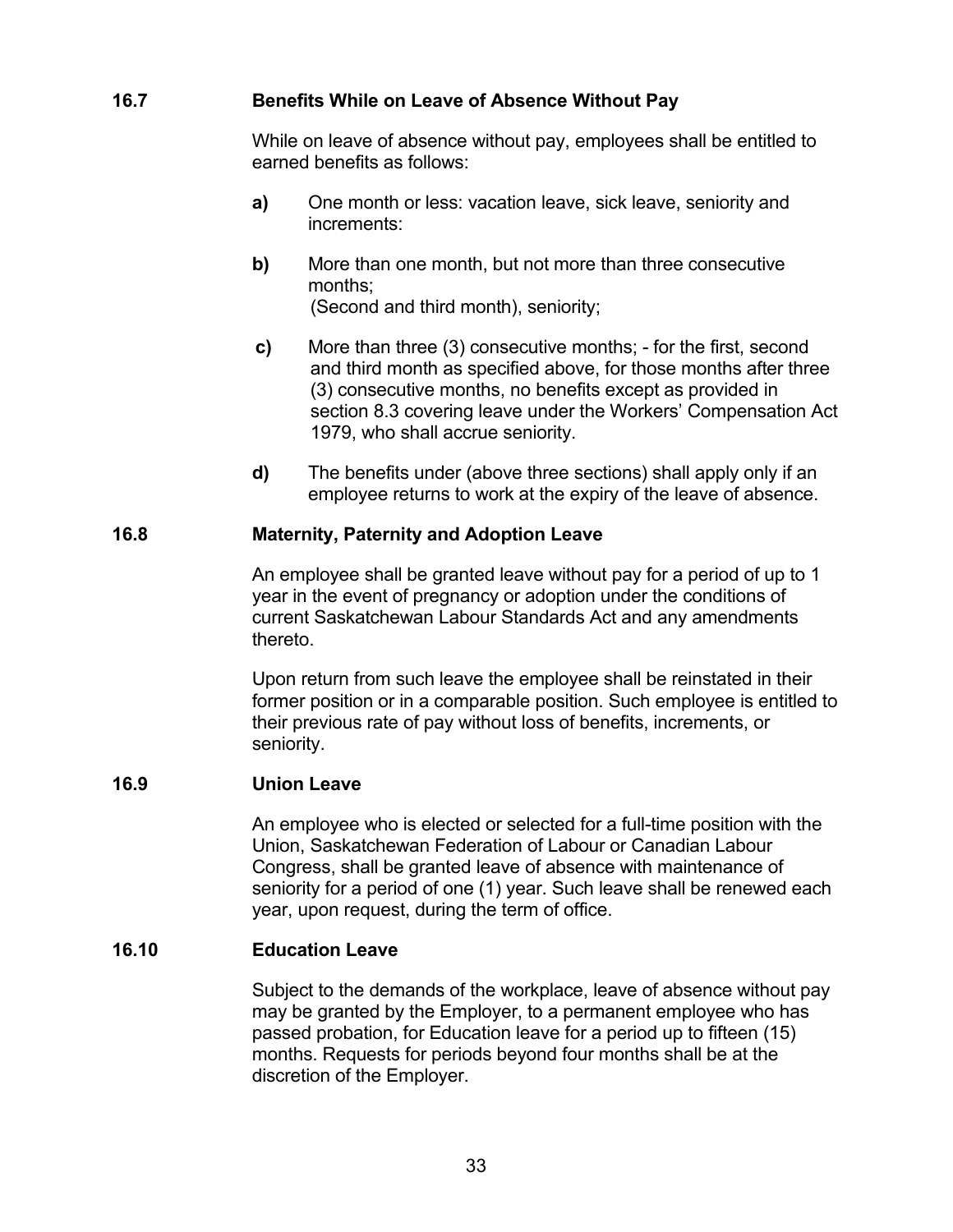### 16.7 Benefits While on Leave of Absence Without Pay

While on leave of absence without pay, employees shall be entitled to earned benefits as follows:

**a)** One month or less: vacation leave, sick leave, seniority and increments:

**b)** More than one month, but not more than three consecutive months;
(Second and third month), seniority;

**c)** More than three (3) consecutive months; - for the first, second and third month as specified above, for those months after three (3) consecutive months, no benefits except as provided in section 8.3 covering leave under the Workers' Compensation Act 1979, who shall accrue seniority.

**d)** The benefits under (above three sections) shall apply only if an employee returns to work at the expiry of the leave of absence.

### 16.8 Maternity, Paternity and Adoption Leave

An employee shall be granted leave without pay for a period of up to 1 year in the event of pregnancy or adoption under the conditions of current Saskatchewan Labour Standards Act and any amendments thereto.

Upon return from such leave the employee shall be reinstated in their former position or in a comparable position. Such employee is entitled to their previous rate of pay without loss of benefits, increments, or seniority.

### 16.9 Union Leave

An employee who is elected or selected for a full-time position with the Union, Saskatchewan Federation of Labour or Canadian Labour Congress, shall be granted leave of absence with maintenance of seniority for a period of one (1) year. Such leave shall be renewed each year, upon request, during the term of office.

### 16.10 Education Leave

Subject to the demands of the workplace, leave of absence without pay may be granted by the Employer, to a permanent employee who has passed probation, for Education leave for a period up to fifteen (15) months. Requests for periods beyond four months shall be at the discretion of the Employer.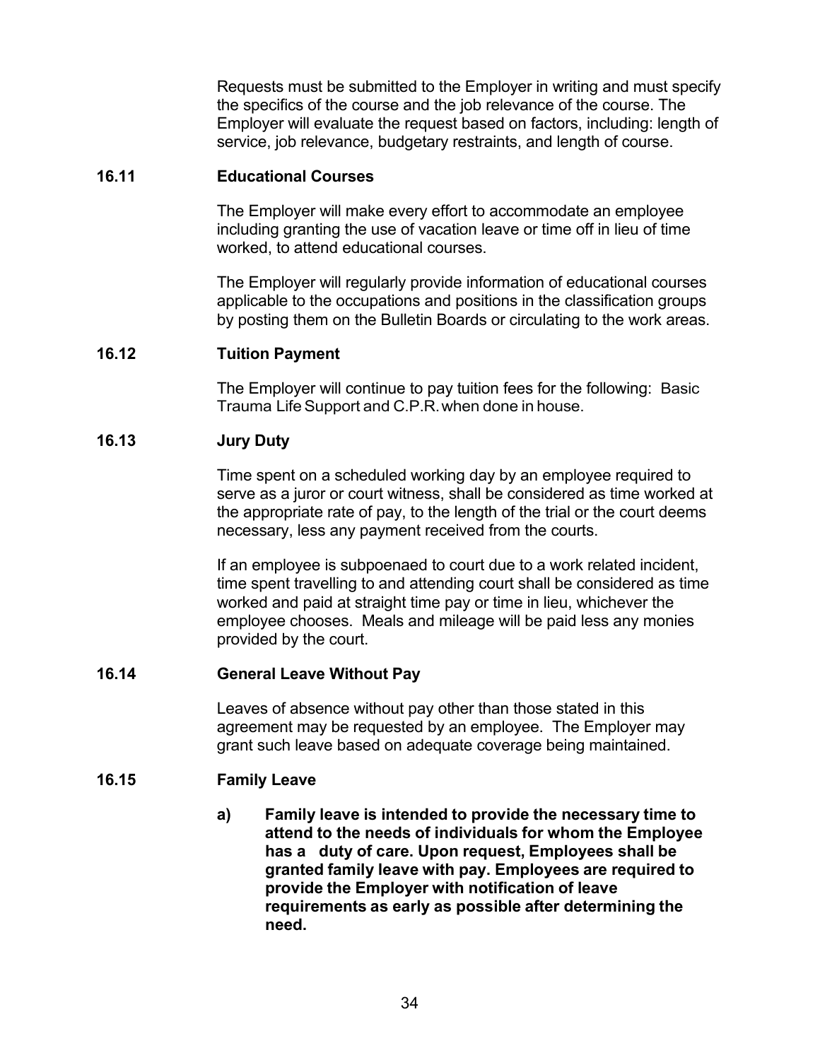Requests must be submitted to the Employer in writing and must specify the specifics of the course and the job relevance of the course. The Employer will evaluate the request based on factors, including: length of service, job relevance, budgetary restraints, and length of course.

### 16.11 Educational Courses

The Employer will make every effort to accommodate an employee including granting the use of vacation leave or time off in lieu of time worked, to attend educational courses.

The Employer will regularly provide information of educational courses applicable to the occupations and positions in the classification groups by posting them on the Bulletin Boards or circulating to the work areas.

### 16.12 Tuition Payment

The Employer will continue to pay tuition fees for the following: Basic Trauma Life Support and C.P.R. when done in house.

### 16.13 Jury Duty

Time spent on a scheduled working day by an employee required to serve as a juror or court witness, shall be considered as time worked at the appropriate rate of pay, to the length of the trial or the court deems necessary, less any payment received from the courts.

If an employee is subpoenaed to court due to a work related incident, time spent travelling to and attending court shall be considered as time worked and paid at straight time pay or time in lieu, whichever the employee chooses. Meals and mileage will be paid less any monies provided by the court.

### 16.14 General Leave Without Pay

Leaves of absence without pay other than those stated in this agreement may be requested by an employee. The Employer may grant such leave based on adequate coverage being maintained.

### 16.15 Family Leave

**a) Family leave is intended to provide the necessary time to attend to the needs of individuals for whom the Employee has a duty of care. Upon request, Employees shall be granted family leave with pay. Employees are required to provide the Employer with notification of leave requirements as early as possible after determining the need.**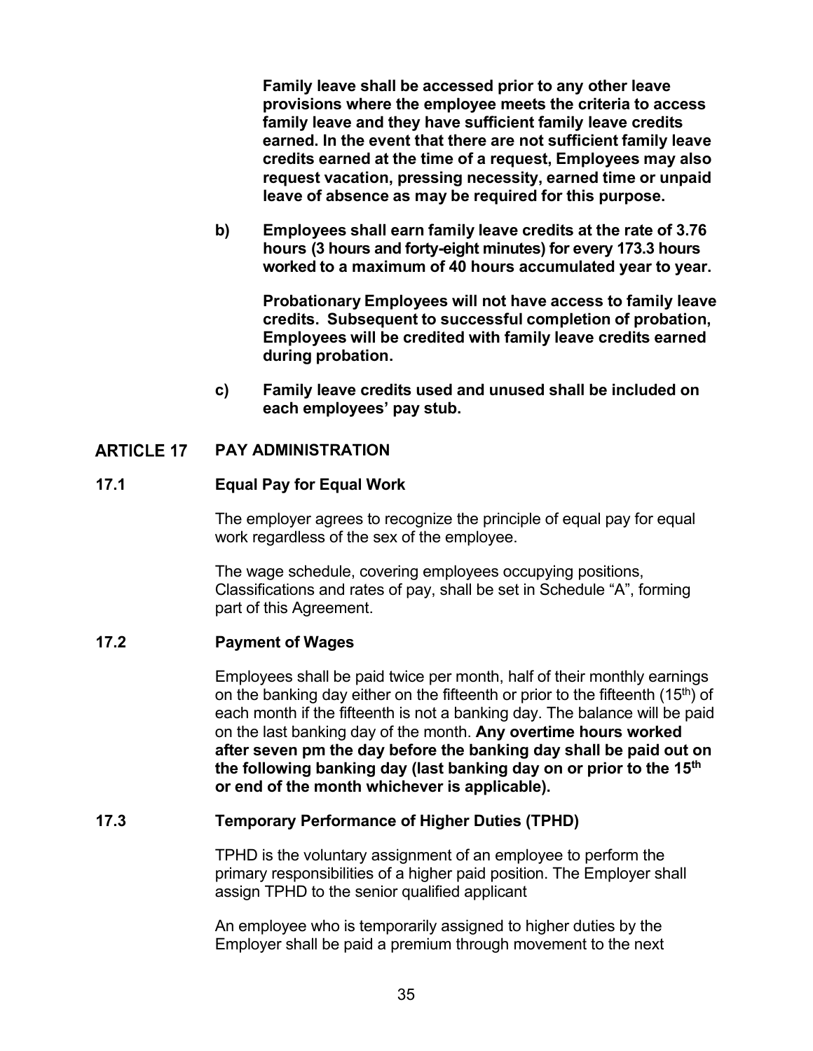**Family leave shall be accessed prior to any other leave provisions where the employee meets the criteria to access family leave and they have sufficient family leave credits earned. In the event that there are not sufficient family leave credits earned at the time of a request, Employees may also request vacation, pressing necessity, earned time or unpaid leave of absence as may be required for this purpose.**

**b) Employees shall earn family leave credits at the rate of 3.76 hours (3 hours and forty-eight minutes) for every 173.3 hours worked to a maximum of 40 hours accumulated year to year.**

**Probationary Employees will not have access to family leave credits. Subsequent to successful completion of probation, Employees will be credited with family leave credits earned during probation.**

**c) Family leave credits used and unused shall be included on each employees' pay stub.**

## ARTICLE 17 PAY ADMINISTRATION

### 17.1 Equal Pay for Equal Work

The employer agrees to recognize the principle of equal pay for equal work regardless of the sex of the employee.

The wage schedule, covering employees occupying positions, Classifications and rates of pay, shall be set in Schedule "A", forming part of this Agreement.

### 17.2 Payment of Wages

Employees shall be paid twice per month, half of their monthly earnings on the banking day either on the fifteenth or prior to the fifteenth (15th) of each month if the fifteenth is not a banking day. The balance will be paid on the last banking day of the month. **Any overtime hours worked after seven pm the day before the banking day shall be paid out on the following banking day (last banking day on or prior to the 15th or end of the month whichever is applicable).**

### 17.3 Temporary Performance of Higher Duties (TPHD)

TPHD is the voluntary assignment of an employee to perform the primary responsibilities of a higher paid position. The Employer shall assign TPHD to the senior qualified applicant

An employee who is temporarily assigned to higher duties by the Employer shall be paid a premium through movement to the next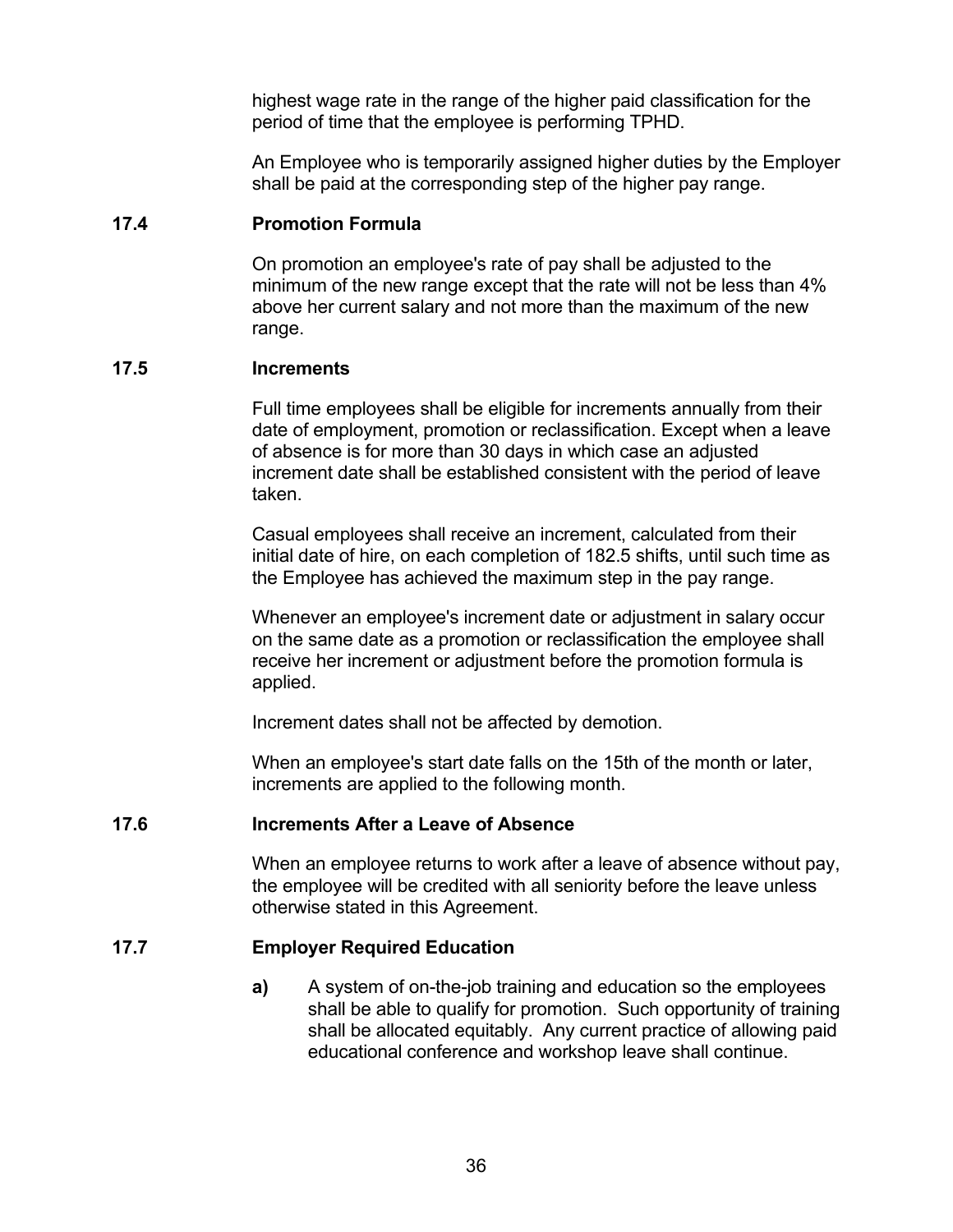highest wage rate in the range of the higher paid classification for the period of time that the employee is performing TPHD.

An Employee who is temporarily assigned higher duties by the Employer shall be paid at the corresponding step of the higher pay range.

### 17.4 Promotion Formula

On promotion an employee's rate of pay shall be adjusted to the minimum of the new range except that the rate will not be less than 4% above her current salary and not more than the maximum of the new range.

### 17.5 Increments

Full time employees shall be eligible for increments annually from their date of employment, promotion or reclassification. Except when a leave of absence is for more than 30 days in which case an adjusted increment date shall be established consistent with the period of leave taken.

Casual employees shall receive an increment, calculated from their initial date of hire, on each completion of 182.5 shifts, until such time as the Employee has achieved the maximum step in the pay range.

Whenever an employee's increment date or adjustment in salary occur on the same date as a promotion or reclassification the employee shall receive her increment or adjustment before the promotion formula is applied.

Increment dates shall not be affected by demotion.

When an employee's start date falls on the 15th of the month or later, increments are applied to the following month.

### 17.6 Increments After a Leave of Absence

When an employee returns to work after a leave of absence without pay, the employee will be credited with all seniority before the leave unless otherwise stated in this Agreement.

### 17.7 Employer Required Education

**a)** A system of on-the-job training and education so the employees shall be able to qualify for promotion. Such opportunity of training shall be allocated equitably. Any current practice of allowing paid educational conference and workshop leave shall continue.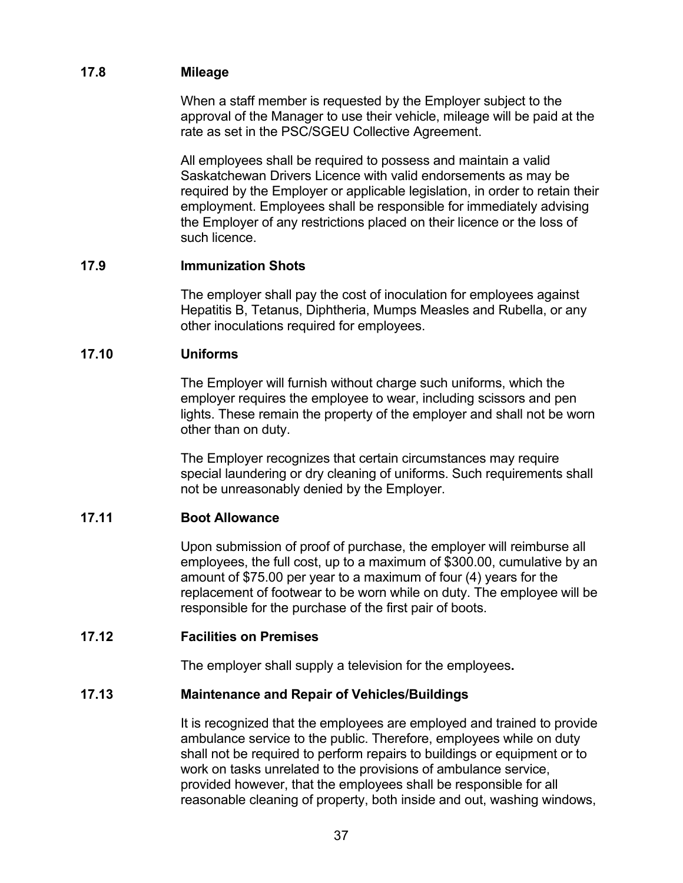### 17.8 Mileage

When a staff member is requested by the Employer subject to the approval of the Manager to use their vehicle, mileage will be paid at the rate as set in the PSC/SGEU Collective Agreement.

All employees shall be required to possess and maintain a valid Saskatchewan Drivers Licence with valid endorsements as may be required by the Employer or applicable legislation, in order to retain their employment. Employees shall be responsible for immediately advising the Employer of any restrictions placed on their licence or the loss of such licence.

### 17.9 Immunization Shots

The employer shall pay the cost of inoculation for employees against Hepatitis B, Tetanus, Diphtheria, Mumps Measles and Rubella, or any other inoculations required for employees.

### 17.10 Uniforms

The Employer will furnish without charge such uniforms, which the employer requires the employee to wear, including scissors and pen lights. These remain the property of the employer and shall not be worn other than on duty.

The Employer recognizes that certain circumstances may require special laundering or dry cleaning of uniforms. Such requirements shall not be unreasonably denied by the Employer.

### 17.11 Boot Allowance

Upon submission of proof of purchase, the employer will reimburse all employees, the full cost, up to a maximum of $300.00, cumulative by an amount of $75.00 per year to a maximum of four (4) years for the replacement of footwear to be worn while on duty. The employee will be responsible for the purchase of the first pair of boots.

### 17.12 Facilities on Premises

The employer shall supply a television for the employees**.**

### 17.13 Maintenance and Repair of Vehicles/Buildings

It is recognized that the employees are employed and trained to provide ambulance service to the public. Therefore, employees while on duty shall not be required to perform repairs to buildings or equipment or to work on tasks unrelated to the provisions of ambulance service, provided however, that the employees shall be responsible for all reasonable cleaning of property, both inside and out, washing windows,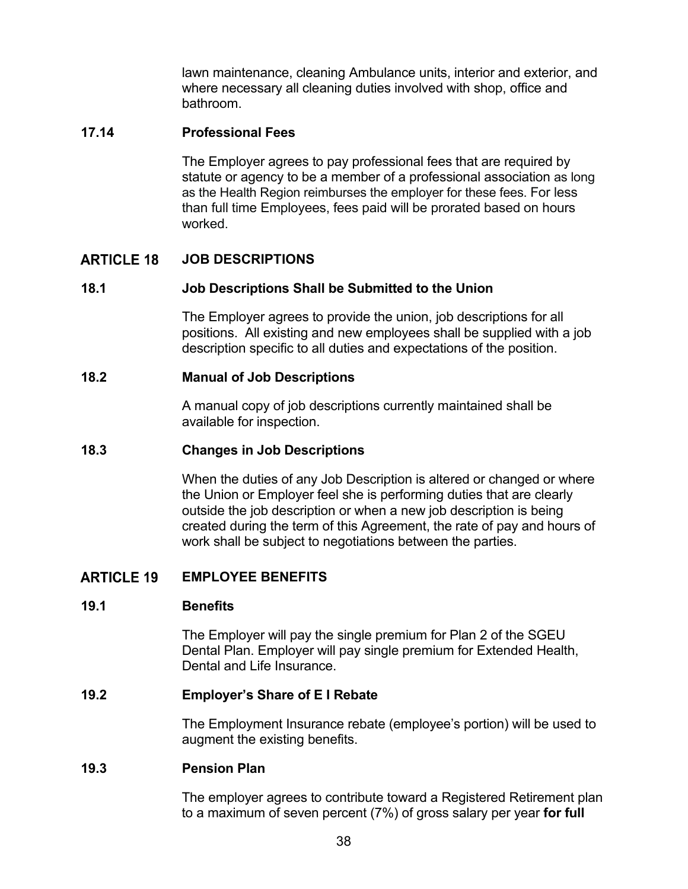lawn maintenance, cleaning Ambulance units, interior and exterior, and where necessary all cleaning duties involved with shop, office and bathroom.

### 17.14 Professional Fees

The Employer agrees to pay professional fees that are required by statute or agency to be a member of a professional association as long as the Health Region reimburses the employer for these fees. For less than full time Employees, fees paid will be prorated based on hours worked.

## ARTICLE 18 JOB DESCRIPTIONS

### 18.1 Job Descriptions Shall be Submitted to the Union

The Employer agrees to provide the union, job descriptions for all positions. All existing and new employees shall be supplied with a job description specific to all duties and expectations of the position.

### 18.2 Manual of Job Descriptions

A manual copy of job descriptions currently maintained shall be available for inspection.

### 18.3 Changes in Job Descriptions

When the duties of any Job Description is altered or changed or where the Union or Employer feel she is performing duties that are clearly outside the job description or when a new job description is being created during the term of this Agreement, the rate of pay and hours of work shall be subject to negotiations between the parties.

## ARTICLE 19 EMPLOYEE BENEFITS

### 19.1 Benefits

The Employer will pay the single premium for Plan 2 of the SGEU Dental Plan. Employer will pay single premium for Extended Health, Dental and Life Insurance.

### 19.2 Employer's Share of E I Rebate

The Employment Insurance rebate (employee's portion) will be used to augment the existing benefits.

### 19.3 Pension Plan

The employer agrees to contribute toward a Registered Retirement plan to a maximum of seven percent (7%) of gross salary per year **for full**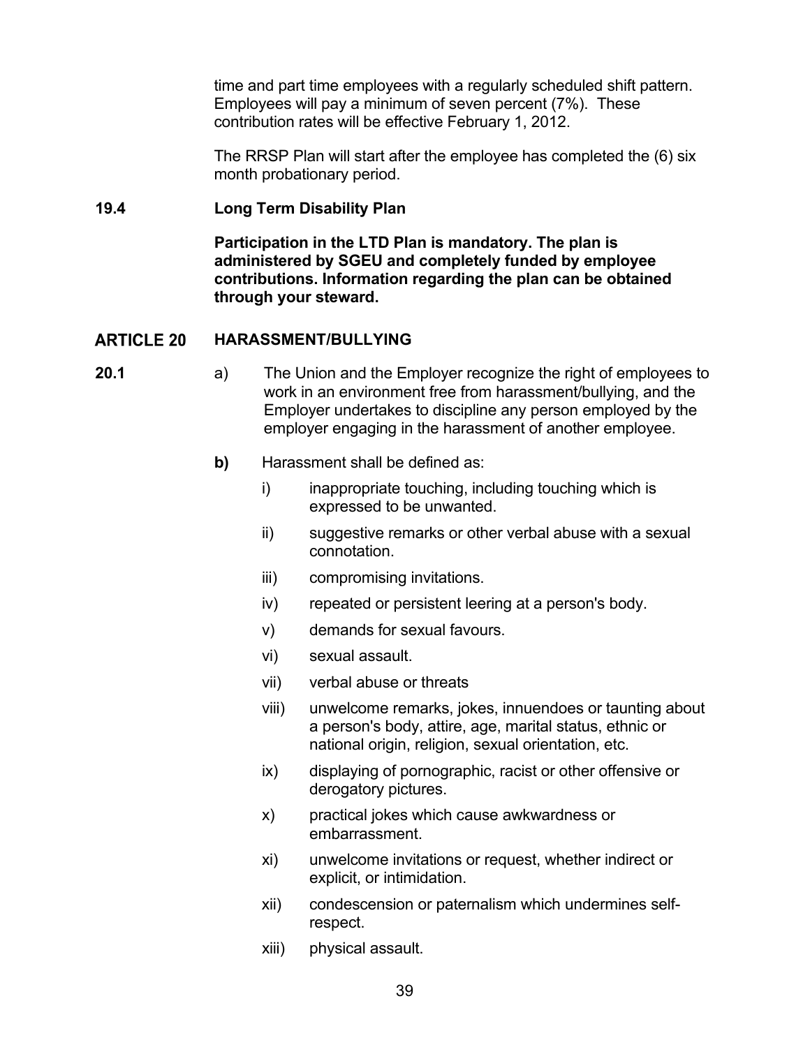time and part time employees with a regularly scheduled shift pattern. Employees will pay a minimum of seven percent (7%). These contribution rates will be effective February 1, 2012.

The RRSP Plan will start after the employee has completed the (6) six month probationary period.

### 19.4 Long Term Disability Plan

**Participation in the LTD Plan is mandatory. The plan is administered by SGEU and completely funded by employee contributions. Information regarding the plan can be obtained through your steward.**

## ARTICLE 20 HARASSMENT/BULLYING

**20.1**

a) The Union and the Employer recognize the right of employees to work in an environment free from harassment/bullying, and the Employer undertakes to discipline any person employed by the employer engaging in the harassment of another employee.

**b)** Harassment shall be defined as:

i) inappropriate touching, including touching which is expressed to be unwanted.

ii) suggestive remarks or other verbal abuse with a sexual connotation.

iii) compromising invitations.

iv) repeated or persistent leering at a person's body.

v) demands for sexual favours.

vi) sexual assault.

vii) verbal abuse or threats

viii) unwelcome remarks, jokes, innuendoes or taunting about a person's body, attire, age, marital status, ethnic or national origin, religion, sexual orientation, etc.

ix) displaying of pornographic, racist or other offensive or derogatory pictures.

x) practical jokes which cause awkwardness or embarrassment.

xi) unwelcome invitations or request, whether indirect or explicit, or intimidation.

xii) condescension or paternalism which undermines self-respect.

xiii) physical assault.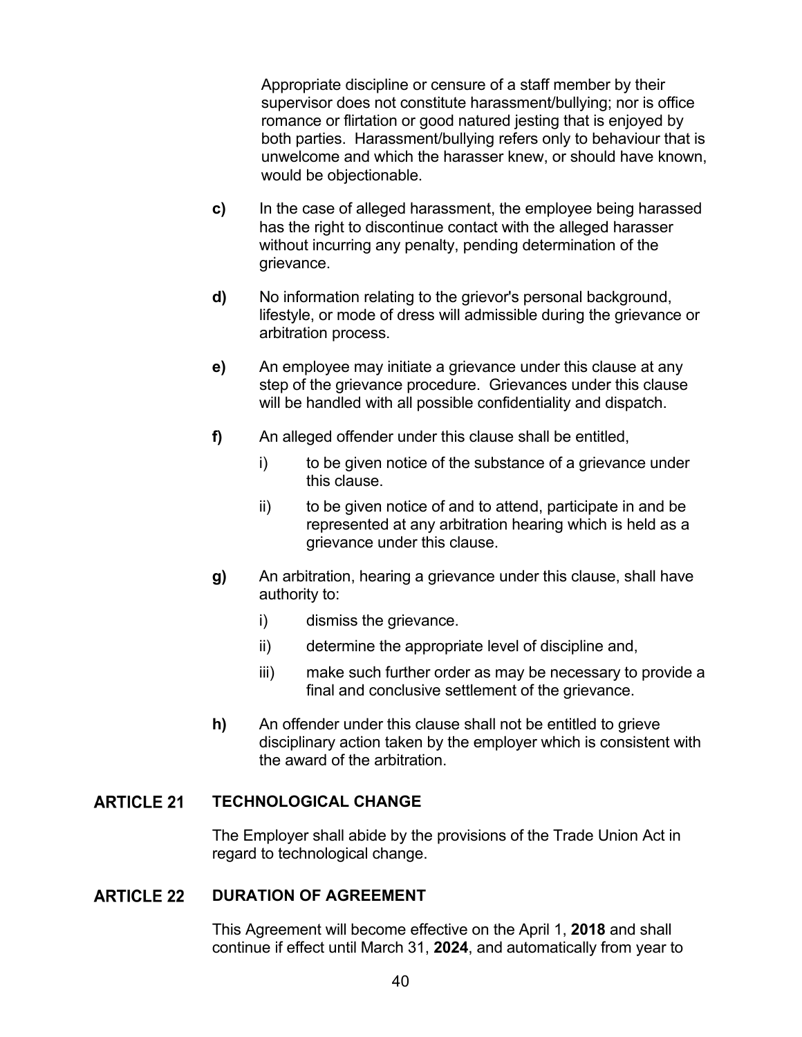Appropriate discipline or censure of a staff member by their supervisor does not constitute harassment/bullying; nor is office romance or flirtation or good natured jesting that is enjoyed by both parties. Harassment/bullying refers only to behaviour that is unwelcome and which the harasser knew, or should have known, would be objectionable.

**c)** In the case of alleged harassment, the employee being harassed has the right to discontinue contact with the alleged harasser without incurring any penalty, pending determination of the grievance.

**d)** No information relating to the grievor's personal background, lifestyle, or mode of dress will admissible during the grievance or arbitration process.

**e)** An employee may initiate a grievance under this clause at any step of the grievance procedure. Grievances under this clause will be handled with all possible confidentiality and dispatch.

**f)** An alleged offender under this clause shall be entitled,

- i) to be given notice of the substance of a grievance under this clause.
- ii) to be given notice of and to attend, participate in and be represented at any arbitration hearing which is held as a grievance under this clause.

**g)** An arbitration, hearing a grievance under this clause, shall have authority to:

- i) dismiss the grievance.
- ii) determine the appropriate level of discipline and,
- iii) make such further order as may be necessary to provide a final and conclusive settlement of the grievance.

**h)** An offender under this clause shall not be entitled to grieve disciplinary action taken by the employer which is consistent with the award of the arbitration.

## ARTICLE 21 TECHNOLOGICAL CHANGE

The Employer shall abide by the provisions of the Trade Union Act in regard to technological change.

## ARTICLE 22 DURATION OF AGREEMENT

This Agreement will become effective on the April 1, **2018** and shall continue if effect until March 31, **2024**, and automatically from year to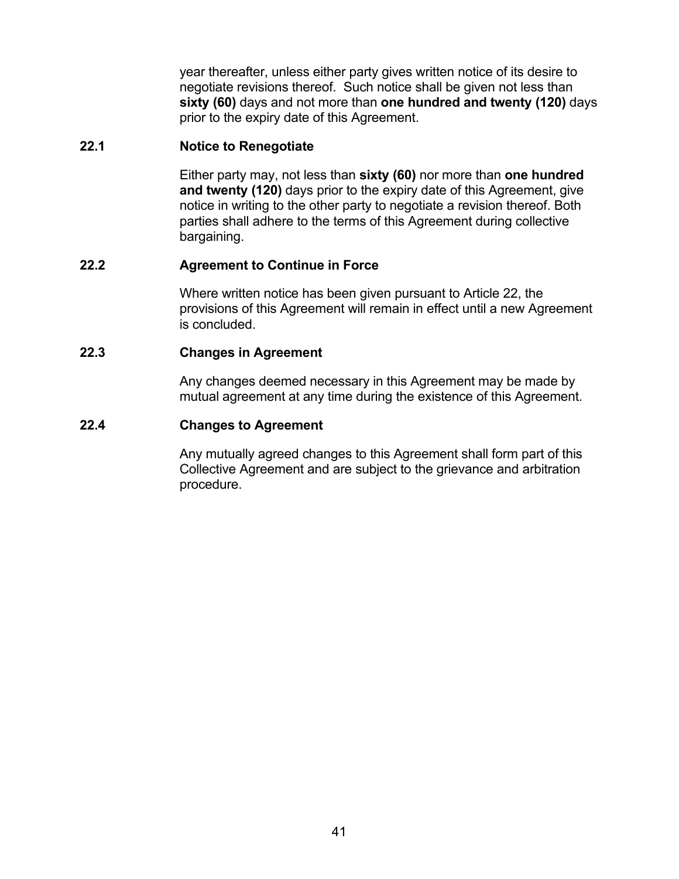year thereafter, unless either party gives written notice of its desire to negotiate revisions thereof. Such notice shall be given not less than **sixty (60)** days and not more than **one hundred and twenty (120)** days prior to the expiry date of this Agreement.

### 22.1 Notice to Renegotiate

Either party may, not less than **sixty (60)** nor more than **one hundred and twenty (120)** days prior to the expiry date of this Agreement, give notice in writing to the other party to negotiate a revision thereof. Both parties shall adhere to the terms of this Agreement during collective bargaining.

### 22.2 Agreement to Continue in Force

Where written notice has been given pursuant to Article 22, the provisions of this Agreement will remain in effect until a new Agreement is concluded.

### 22.3 Changes in Agreement

Any changes deemed necessary in this Agreement may be made by mutual agreement at any time during the existence of this Agreement.

### 22.4 Changes to Agreement

Any mutually agreed changes to this Agreement shall form part of this Collective Agreement and are subject to the grievance and arbitration procedure.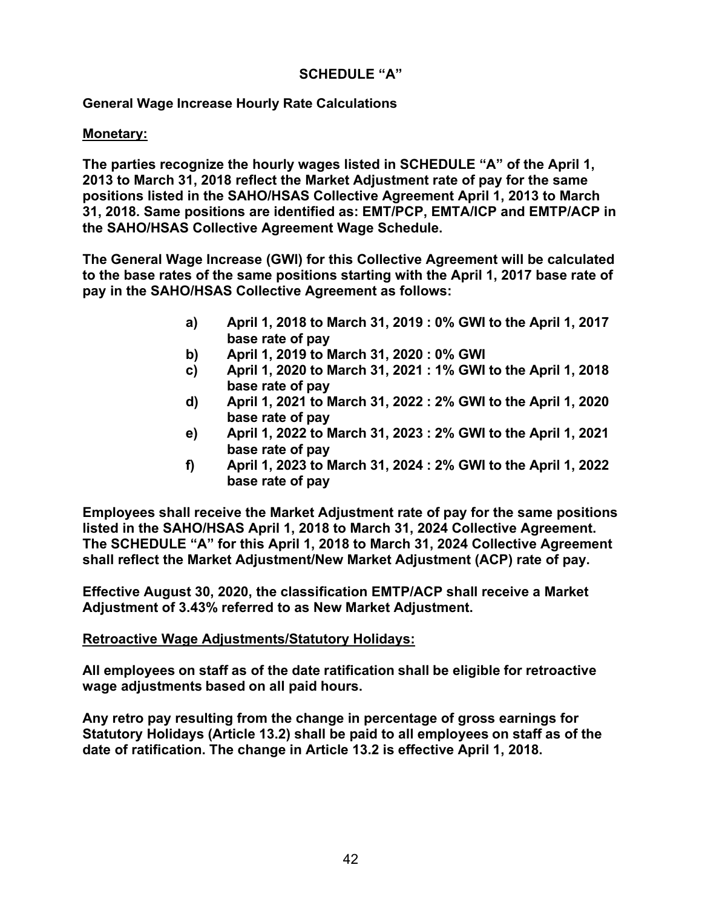## SCHEDULE "A"

**General Wage Increase Hourly Rate Calculations**

**Monetary:**

**The parties recognize the hourly wages listed in SCHEDULE "A" of the April 1, 2013 to March 31, 2018 reflect the Market Adjustment rate of pay for the same positions listed in the SAHO/HSAS Collective Agreement April 1, 2013 to March 31, 2018. Same positions are identified as: EMT/PCP, EMTA/ICP and EMTP/ACP in the SAHO/HSAS Collective Agreement Wage Schedule.**

**The General Wage Increase (GWI) for this Collective Agreement will be calculated to the base rates of the same positions starting with the April 1, 2017 base rate of pay in the SAHO/HSAS Collective Agreement as follows:**

- **a) April 1, 2018 to March 31, 2019 : 0% GWI to the April 1, 2017 base rate of pay**
- **b) April 1, 2019 to March 31, 2020 : 0% GWI**
- **c) April 1, 2020 to March 31, 2021 : 1% GWI to the April 1, 2018 base rate of pay**
- **d) April 1, 2021 to March 31, 2022 : 2% GWI to the April 1, 2020 base rate of pay**
- **e) April 1, 2022 to March 31, 2023 : 2% GWI to the April 1, 2021 base rate of pay**
- **f) April 1, 2023 to March 31, 2024 : 2% GWI to the April 1, 2022 base rate of pay**

**Employees shall receive the Market Adjustment rate of pay for the same positions listed in the SAHO/HSAS April 1, 2018 to March 31, 2024 Collective Agreement. The SCHEDULE "A" for this April 1, 2018 to March 31, 2024 Collective Agreement shall reflect the Market Adjustment/New Market Adjustment (ACP) rate of pay.**

**Effective August 30, 2020, the classification EMTP/ACP shall receive a Market Adjustment of 3.43% referred to as New Market Adjustment.**

**Retroactive Wage Adjustments/Statutory Holidays:**

**All employees on staff as of the date ratification shall be eligible for retroactive wage adjustments based on all paid hours.**

**Any retro pay resulting from the change in percentage of gross earnings for Statutory Holidays (Article 13.2) shall be paid to all employees on staff as of the date of ratification. The change in Article 13.2 is effective April 1, 2018.**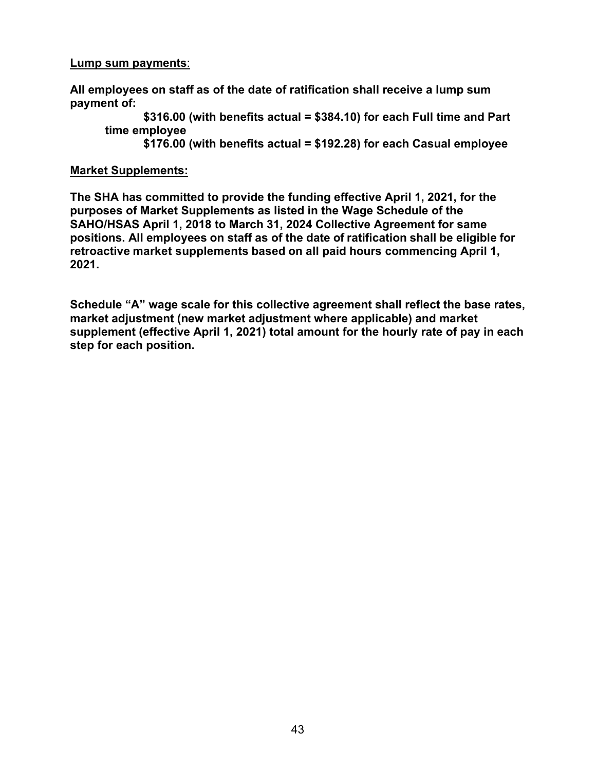**Lump sum payments**:

**All employees on staff as of the date of ratification shall receive a lump sum payment of:**

> **$316.00 (with benefits actual = $384.10) for each Full time and Part time employee**
>
> **$176.00 (with benefits actual = $192.28) for each Casual employee**

**Market Supplements:**

**The SHA has committed to provide the funding effective April 1, 2021, for the purposes of Market Supplements as listed in the Wage Schedule of the SAHO/HSAS April 1, 2018 to March 31, 2024 Collective Agreement for same positions. All employees on staff as of the date of ratification shall be eligible for retroactive market supplements based on all paid hours commencing April 1, 2021.**

**Schedule "A" wage scale for this collective agreement shall reflect the base rates, market adjustment (new market adjustment where applicable) and market supplement (effective April 1, 2021) total amount for the hourly rate of pay in each step for each position.**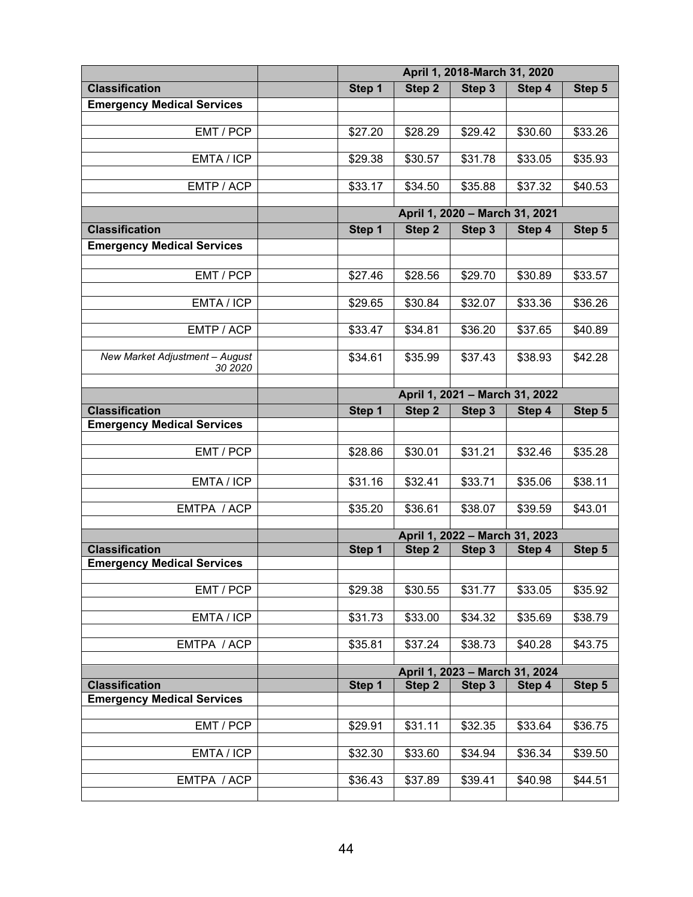| | | April 1, 2018-March 31, 2020 | | | | |
|---|---|---|---|---|---|---|
| **Classification** | | **Step 1** | **Step 2** | **Step 3** | **Step 4** | **Step 5** |
| **Emergency Medical Services** | | | | | | |
| EMT / PCP | | $27.20 | $28.29 | $29.42 | $30.60 | $33.26 |
| EMTA / ICP | | $29.38 | $30.57 | $31.78 | $33.05 | $35.93 |
| EMTP / ACP | | $33.17 | $34.50 | $35.88 | $37.32 | $40.53 |
| | | **April 1, 2020 – March 31, 2021** | | | | |
| **Classification** | | **Step 1** | **Step 2** | **Step 3** | **Step 4** | **Step 5** |
| **Emergency Medical Services** | | | | | | |
| EMT / PCP | | $27.46 | $28.56 | $29.70 | $30.89 | $33.57 |
| EMTA / ICP | | $29.65 | $30.84 | $32.07 | $33.36 | $36.26 |
| EMTP / ACP | | $33.47 | $34.81 | $36.20 | $37.65 | $40.89 |
| *New Market Adjustment – August 30 2020* | | $34.61 | $35.99 | $37.43 | $38.93 | $42.28 |
| | | **April 1, 2021 – March 31, 2022** | | | | |
| **Classification** | | **Step 1** | **Step 2** | **Step 3** | **Step 4** | **Step 5** |
| **Emergency Medical Services** | | | | | | |
| EMT / PCP | | $28.86 | $30.01 | $31.21 | $32.46 | $35.28 |
| EMTA / ICP | | $31.16 | $32.41 | $33.71 | $35.06 | $38.11 |
| EMTPA / ACP | | $35.20 | $36.61 | $38.07 | $39.59 | $43.01 |
| | | **April 1, 2022 – March 31, 2023** | | | | |
| **Classification** | | **Step 1** | **Step 2** | **Step 3** | **Step 4** | **Step 5** |
| **Emergency Medical Services** | | | | | | |
| EMT / PCP | | $29.38 | $30.55 | $31.77 | $33.05 | $35.92 |
| EMTA / ICP | | $31.73 | $33.00 | $34.32 | $35.69 | $38.79 |
| EMTPA / ACP | | $35.81 | $37.24 | $38.73 | $40.28 | $43.75 |
| | | **April 1, 2023 – March 31, 2024** | | | | |
| **Classification** | | **Step 1** | **Step 2** | **Step 3** | **Step 4** | **Step 5** |
| **Emergency Medical Services** | | | | | | |
| EMT / PCP | | $29.91 | $31.11 | $32.35 | $33.64 | $36.75 |
| EMTA / ICP | | $32.30 | $33.60 | $34.94 | $36.34 | $39.50 |
| EMTPA / ACP | | $36.43 | $37.89 | $39.41 | $40.98 | $44.51 |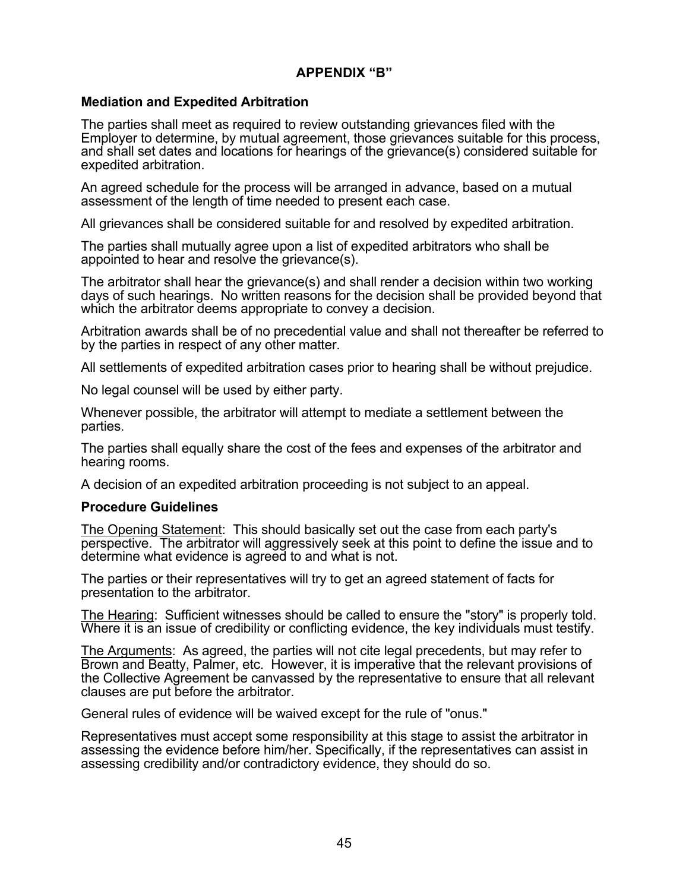# APPENDIX "B"

## Mediation and Expedited Arbitration

The parties shall meet as required to review outstanding grievances filed with the Employer to determine, by mutual agreement, those grievances suitable for this process, and shall set dates and locations for hearings of the grievance(s) considered suitable for expedited arbitration.

An agreed schedule for the process will be arranged in advance, based on a mutual assessment of the length of time needed to present each case.

All grievances shall be considered suitable for and resolved by expedited arbitration.

The parties shall mutually agree upon a list of expedited arbitrators who shall be appointed to hear and resolve the grievance(s).

The arbitrator shall hear the grievance(s) and shall render a decision within two working days of such hearings. No written reasons for the decision shall be provided beyond that which the arbitrator deems appropriate to convey a decision.

Arbitration awards shall be of no precedential value and shall not thereafter be referred to by the parties in respect of any other matter.

All settlements of expedited arbitration cases prior to hearing shall be without prejudice.

No legal counsel will be used by either party.

Whenever possible, the arbitrator will attempt to mediate a settlement between the parties.

The parties shall equally share the cost of the fees and expenses of the arbitrator and hearing rooms.

A decision of an expedited arbitration proceeding is not subject to an appeal.

## Procedure Guidelines

The Opening Statement: This should basically set out the case from each party's perspective. The arbitrator will aggressively seek at this point to define the issue and to determine what evidence is agreed to and what is not.

The parties or their representatives will try to get an agreed statement of facts for presentation to the arbitrator.

The Hearing: Sufficient witnesses should be called to ensure the "story" is properly told. Where it is an issue of credibility or conflicting evidence, the key individuals must testify.

The Arguments: As agreed, the parties will not cite legal precedents, but may refer to Brown and Beatty, Palmer, etc. However, it is imperative that the relevant provisions of the Collective Agreement be canvassed by the representative to ensure that all relevant clauses are put before the arbitrator.

General rules of evidence will be waived except for the rule of "onus."

Representatives must accept some responsibility at this stage to assist the arbitrator in assessing the evidence before him/her. Specifically, if the representatives can assist in assessing credibility and/or contradictory evidence, they should do so.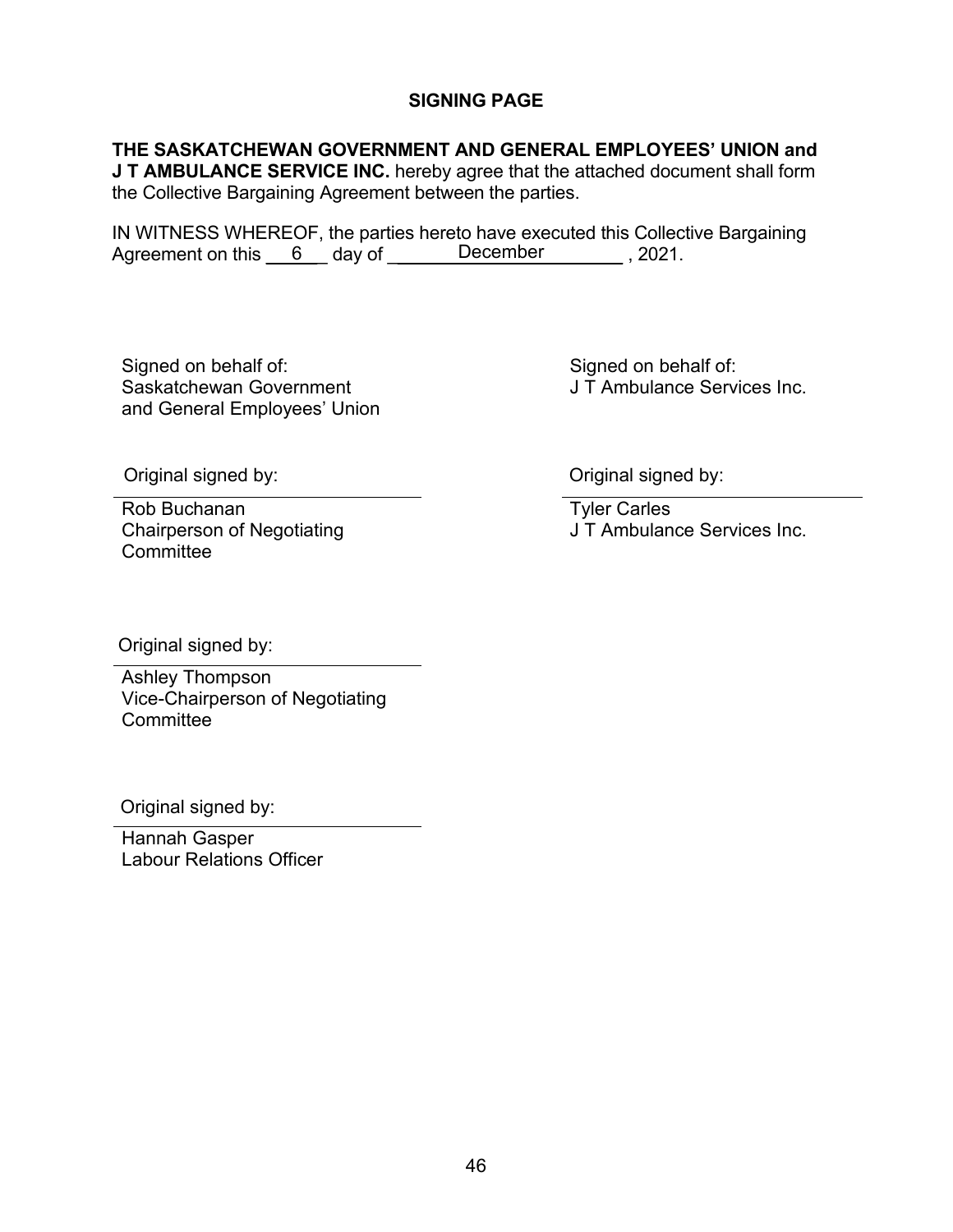## SIGNING PAGE

**THE SASKATCHEWAN GOVERNMENT AND GENERAL EMPLOYEES' UNION and J T AMBULANCE SERVICE INC.** hereby agree that the attached document shall form the Collective Bargaining Agreement between the parties.

IN WITNESS WHEREOF, the parties hereto have executed this Collective Bargaining Agreement on this 6 day of December, 2021.

Signed on behalf of:
Saskatchewan Government and General Employees' Union

Original signed by:

Rob Buchanan
Chairperson of Negotiating Committee

Original signed by:

Ashley Thompson
Vice-Chairperson of Negotiating Committee

Original signed by:

Hannah Gasper
Labour Relations Officer

Signed on behalf of:
J T Ambulance Services Inc.

Original signed by:

Tyler Carles
J T Ambulance Services Inc.